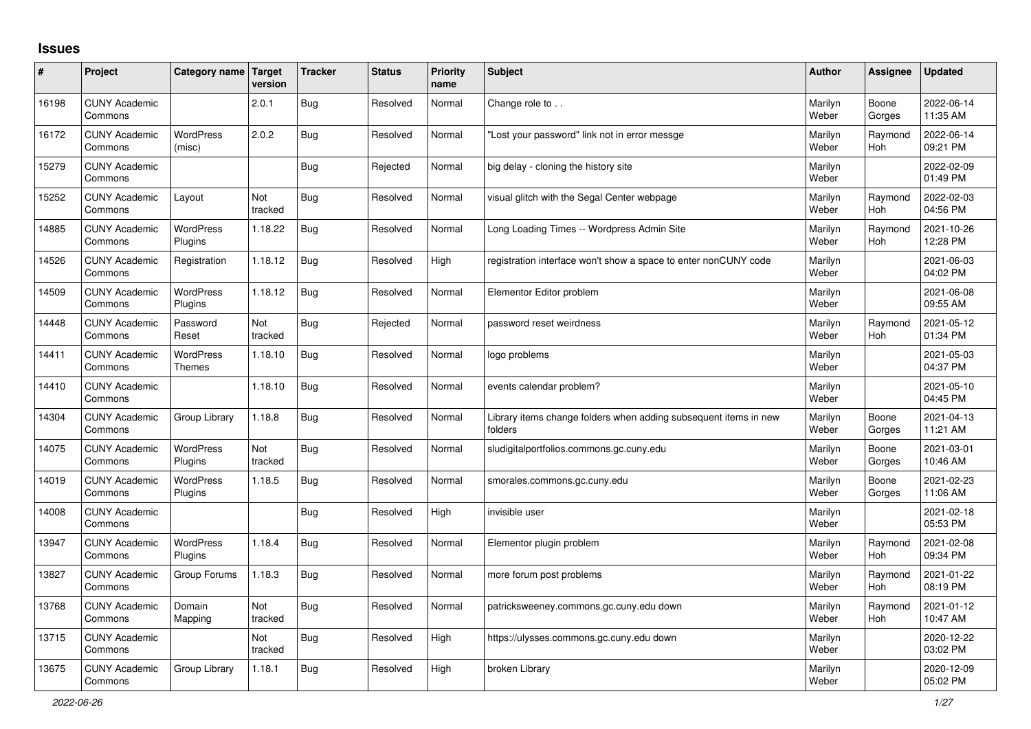# Issues

| # | Project | Category name | Target version | Tracker | Status | Priority name | Subject | Author | Assignee | Updated |
|---|---|---|---|---|---|---|---|---|---|---|
| 16198 | CUNY Academic Commons | | 2.0.1 | Bug | Resolved | Normal | Change role to . . | Marilyn Weber | Boone Gorges | 2022-06-14 11:35 AM |
| 16172 | CUNY Academic Commons | WordPress (misc) | 2.0.2 | Bug | Resolved | Normal | "Lost your password" link not in error messge | Marilyn Weber | Raymond Hoh | 2022-06-14 09:21 PM |
| 15279 | CUNY Academic Commons | | | Bug | Rejected | Normal | big delay - cloning the history site | Marilyn Weber | | 2022-02-09 01:49 PM |
| 15252 | CUNY Academic Commons | Layout | Not tracked | Bug | Resolved | Normal | visual glitch with the Segal Center webpage | Marilyn Weber | Raymond Hoh | 2022-02-03 04:56 PM |
| 14885 | CUNY Academic Commons | WordPress Plugins | 1.18.22 | Bug | Resolved | Normal | Long Loading Times -- Wordpress Admin Site | Marilyn Weber | Raymond Hoh | 2021-10-26 12:28 PM |
| 14526 | CUNY Academic Commons | Registration | 1.18.12 | Bug | Resolved | High | registration interface won't show a space to enter nonCUNY code | Marilyn Weber | | 2021-06-03 04:02 PM |
| 14509 | CUNY Academic Commons | WordPress Plugins | 1.18.12 | Bug | Resolved | Normal | Elementor Editor problem | Marilyn Weber | | 2021-06-08 09:55 AM |
| 14448 | CUNY Academic Commons | Password Reset | Not tracked | Bug | Rejected | Normal | password reset weirdness | Marilyn Weber | Raymond Hoh | 2021-05-12 01:34 PM |
| 14411 | CUNY Academic Commons | WordPress Themes | 1.18.10 | Bug | Resolved | Normal | logo problems | Marilyn Weber | | 2021-05-03 04:37 PM |
| 14410 | CUNY Academic Commons | | 1.18.10 | Bug | Resolved | Normal | events calendar problem? | Marilyn Weber | | 2021-05-10 04:45 PM |
| 14304 | CUNY Academic Commons | Group Library | 1.18.8 | Bug | Resolved | Normal | Library items change folders when adding subsequent items in new folders | Marilyn Weber | Boone Gorges | 2021-04-13 11:21 AM |
| 14075 | CUNY Academic Commons | WordPress Plugins | Not tracked | Bug | Resolved | Normal | sludigitalportfolios.commons.gc.cuny.edu | Marilyn Weber | Boone Gorges | 2021-03-01 10:46 AM |
| 14019 | CUNY Academic Commons | WordPress Plugins | 1.18.5 | Bug | Resolved | Normal | smorales.commons.gc.cuny.edu | Marilyn Weber | Boone Gorges | 2021-02-23 11:06 AM |
| 14008 | CUNY Academic Commons | | | Bug | Resolved | High | invisible user | Marilyn Weber | | 2021-02-18 05:53 PM |
| 13947 | CUNY Academic Commons | WordPress Plugins | 1.18.4 | Bug | Resolved | Normal | Elementor plugin problem | Marilyn Weber | Raymond Hoh | 2021-02-08 09:34 PM |
| 13827 | CUNY Academic Commons | Group Forums | 1.18.3 | Bug | Resolved | Normal | more forum post problems | Marilyn Weber | Raymond Hoh | 2021-01-22 08:19 PM |
| 13768 | CUNY Academic Commons | Domain Mapping | Not tracked | Bug | Resolved | Normal | patricksweeney.commons.gc.cuny.edu down | Marilyn Weber | Raymond Hoh | 2021-01-12 10:47 AM |
| 13715 | CUNY Academic Commons | | Not tracked | Bug | Resolved | High | https://ulysses.commons.gc.cuny.edu down | Marilyn Weber | | 2020-12-22 03:02 PM |
| 13675 | CUNY Academic Commons | Group Library | 1.18.1 | Bug | Resolved | High | broken Library | Marilyn Weber | | 2020-12-09 05:02 PM |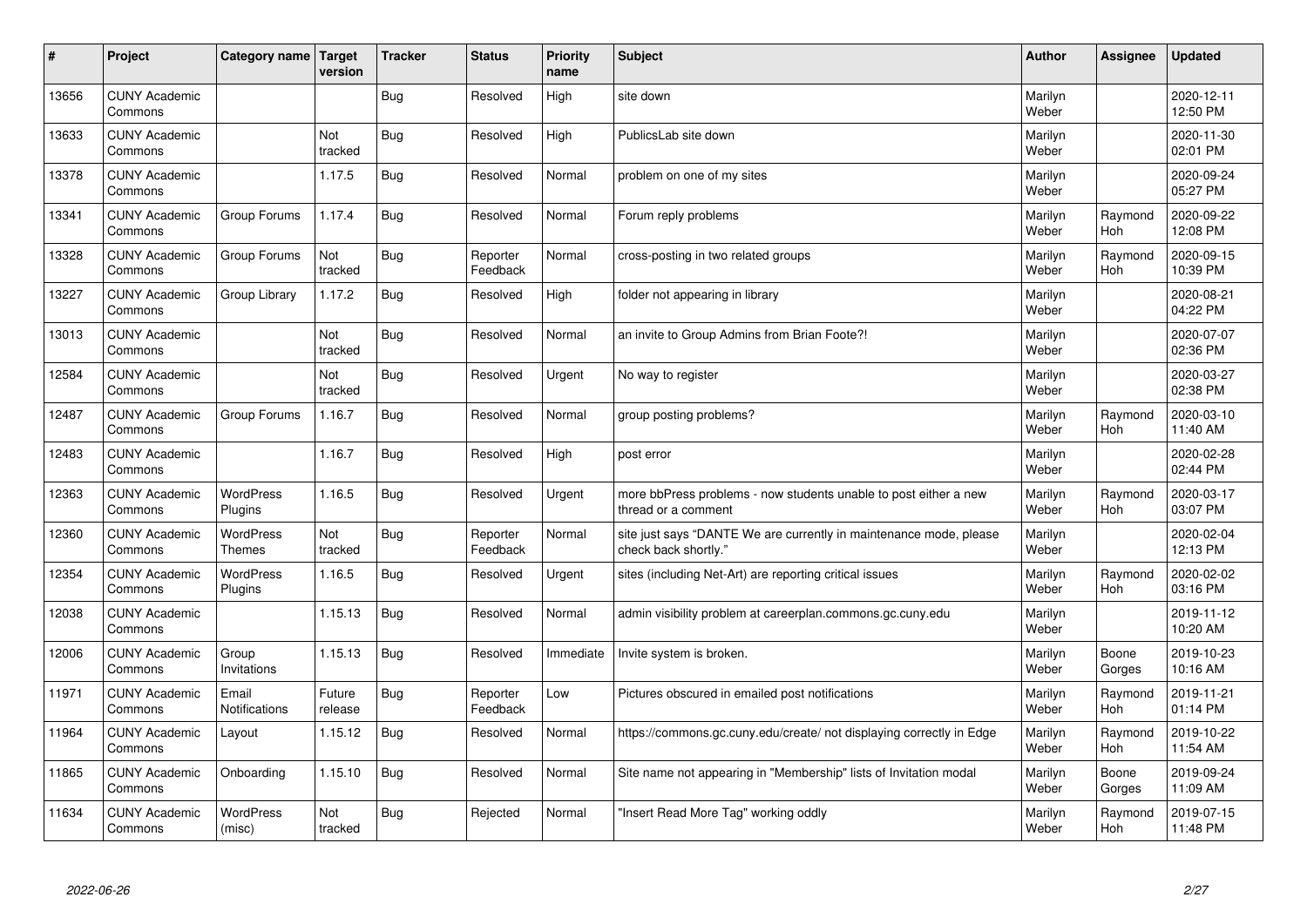| # | Project | Category name | Target version | Tracker | Status | Priority name | Subject | Author | Assignee | Updated |
|---|---|---|---|---|---|---|---|---|---|---|
| 13656 | CUNY Academic Commons | | | Bug | Resolved | High | site down | Marilyn Weber | | 2020-12-11 12:50 PM |
| 13633 | CUNY Academic Commons | | Not tracked | Bug | Resolved | High | PublicsLab site down | Marilyn Weber | | 2020-11-30 02:01 PM |
| 13378 | CUNY Academic Commons | | 1.17.5 | Bug | Resolved | Normal | problem on one of my sites | Marilyn Weber | | 2020-09-24 05:27 PM |
| 13341 | CUNY Academic Commons | Group Forums | 1.17.4 | Bug | Resolved | Normal | Forum reply problems | Marilyn Weber | Raymond Hoh | 2020-09-22 12:08 PM |
| 13328 | CUNY Academic Commons | Group Forums | Not tracked | Bug | Reporter Feedback | Normal | cross-posting in two related groups | Marilyn Weber | Raymond Hoh | 2020-09-15 10:39 PM |
| 13227 | CUNY Academic Commons | Group Library | 1.17.2 | Bug | Resolved | High | folder not appearing in library | Marilyn Weber | | 2020-08-21 04:22 PM |
| 13013 | CUNY Academic Commons | | Not tracked | Bug | Resolved | Normal | an invite to Group Admins from Brian Foote?! | Marilyn Weber | | 2020-07-07 02:36 PM |
| 12584 | CUNY Academic Commons | | Not tracked | Bug | Resolved | Urgent | No way to register | Marilyn Weber | | 2020-03-27 02:38 PM |
| 12487 | CUNY Academic Commons | Group Forums | 1.16.7 | Bug | Resolved | Normal | group posting problems? | Marilyn Weber | Raymond Hoh | 2020-03-10 11:40 AM |
| 12483 | CUNY Academic Commons | | 1.16.7 | Bug | Resolved | High | post error | Marilyn Weber | | 2020-02-28 02:44 PM |
| 12363 | CUNY Academic Commons | WordPress Plugins | 1.16.5 | Bug | Resolved | Urgent | more bbPress problems - now students unable to post either a new thread or a comment | Marilyn Weber | Raymond Hoh | 2020-03-17 03:07 PM |
| 12360 | CUNY Academic Commons | WordPress Themes | Not tracked | Bug | Reporter Feedback | Normal | site just says "DANTE We are currently in maintenance mode, please check back shortly." | Marilyn Weber | | 2020-02-04 12:13 PM |
| 12354 | CUNY Academic Commons | WordPress Plugins | 1.16.5 | Bug | Resolved | Urgent | sites (including Net-Art) are reporting critical issues | Marilyn Weber | Raymond Hoh | 2020-02-02 03:16 PM |
| 12038 | CUNY Academic Commons | | 1.15.13 | Bug | Resolved | Normal | admin visibility problem at careerplan.commons.gc.cuny.edu | Marilyn Weber | | 2019-11-12 10:20 AM |
| 12006 | CUNY Academic Commons | Group Invitations | 1.15.13 | Bug | Resolved | Immediate | Invite system is broken. | Marilyn Weber | Boone Gorges | 2019-10-23 10:16 AM |
| 11971 | CUNY Academic Commons | Email Notifications | Future release | Bug | Reporter Feedback | Low | Pictures obscured in emailed post notifications | Marilyn Weber | Raymond Hoh | 2019-11-21 01:14 PM |
| 11964 | CUNY Academic Commons | Layout | 1.15.12 | Bug | Resolved | Normal | https://commons.gc.cuny.edu/create/ not displaying correctly in Edge | Marilyn Weber | Raymond Hoh | 2019-10-22 11:54 AM |
| 11865 | CUNY Academic Commons | Onboarding | 1.15.10 | Bug | Resolved | Normal | Site name not appearing in "Membership" lists of Invitation modal | Marilyn Weber | Boone Gorges | 2019-09-24 11:09 AM |
| 11634 | CUNY Academic Commons | WordPress (misc) | Not tracked | Bug | Rejected | Normal | "Insert Read More Tag" working oddly | Marilyn Weber | Raymond Hoh | 2019-07-15 11:48 PM |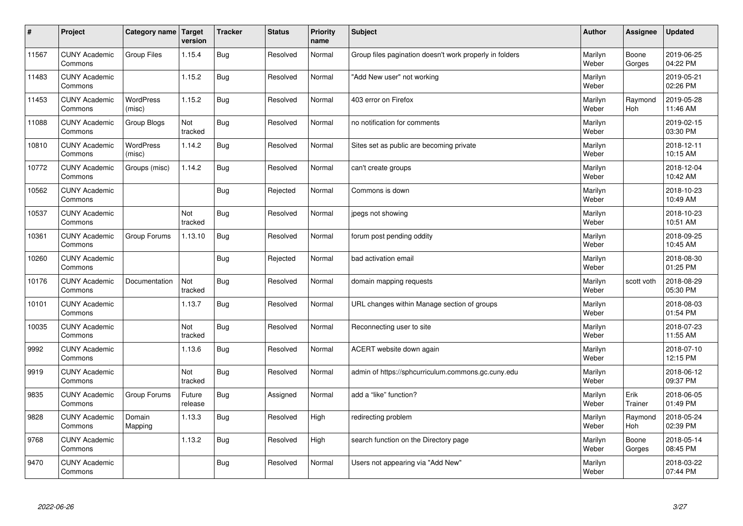| # | Project | Category name | Target version | Tracker | Status | Priority name | Subject | Author | Assignee | Updated |
|---|---|---|---|---|---|---|---|---|---|---|
| 11567 | CUNY Academic Commons | Group Files | 1.15.4 | Bug | Resolved | Normal | Group files pagination doesn't work properly in folders | Marilyn Weber | Boone Gorges | 2019-06-25 04:22 PM |
| 11483 | CUNY Academic Commons | | 1.15.2 | Bug | Resolved | Normal | "Add New user" not working | Marilyn Weber | | 2019-05-21 02:26 PM |
| 11453 | CUNY Academic Commons | WordPress (misc) | 1.15.2 | Bug | Resolved | Normal | 403 error on Firefox | Marilyn Weber | Raymond Hoh | 2019-05-28 11:46 AM |
| 11088 | CUNY Academic Commons | Group Blogs | Not tracked | Bug | Resolved | Normal | no notification for comments | Marilyn Weber | | 2019-02-15 03:30 PM |
| 10810 | CUNY Academic Commons | WordPress (misc) | 1.14.2 | Bug | Resolved | Normal | Sites set as public are becoming private | Marilyn Weber | | 2018-12-11 10:15 AM |
| 10772 | CUNY Academic Commons | Groups (misc) | 1.14.2 | Bug | Resolved | Normal | can't create groups | Marilyn Weber | | 2018-12-04 10:42 AM |
| 10562 | CUNY Academic Commons | | | Bug | Rejected | Normal | Commons is down | Marilyn Weber | | 2018-10-23 10:49 AM |
| 10537 | CUNY Academic Commons | | Not tracked | Bug | Resolved | Normal | jpegs not showing | Marilyn Weber | | 2018-10-23 10:51 AM |
| 10361 | CUNY Academic Commons | Group Forums | 1.13.10 | Bug | Resolved | Normal | forum post pending oddity | Marilyn Weber | | 2018-09-25 10:45 AM |
| 10260 | CUNY Academic Commons | | | Bug | Rejected | Normal | bad activation email | Marilyn Weber | | 2018-08-30 01:25 PM |
| 10176 | CUNY Academic Commons | Documentation | Not tracked | Bug | Resolved | Normal | domain mapping requests | Marilyn Weber | scott voth | 2018-08-29 05:30 PM |
| 10101 | CUNY Academic Commons | | 1.13.7 | Bug | Resolved | Normal | URL changes within Manage section of groups | Marilyn Weber | | 2018-08-03 01:54 PM |
| 10035 | CUNY Academic Commons | | Not tracked | Bug | Resolved | Normal | Reconnecting user to site | Marilyn Weber | | 2018-07-23 11:55 AM |
| 9992 | CUNY Academic Commons | | 1.13.6 | Bug | Resolved | Normal | ACERT website down again | Marilyn Weber | | 2018-07-10 12:15 PM |
| 9919 | CUNY Academic Commons | | Not tracked | Bug | Resolved | Normal | admin of https://sphcurriculum.commons.gc.cuny.edu | Marilyn Weber | | 2018-06-12 09:37 PM |
| 9835 | CUNY Academic Commons | Group Forums | Future release | Bug | Assigned | Normal | add a "like" function? | Marilyn Weber | Erik Trainer | 2018-06-05 01:49 PM |
| 9828 | CUNY Academic Commons | Domain Mapping | 1.13.3 | Bug | Resolved | High | redirecting problem | Marilyn Weber | Raymond Hoh | 2018-05-24 02:39 PM |
| 9768 | CUNY Academic Commons | | 1.13.2 | Bug | Resolved | High | search function on the Directory page | Marilyn Weber | Boone Gorges | 2018-05-14 08:45 PM |
| 9470 | CUNY Academic Commons | | | Bug | Resolved | Normal | Users not appearing via "Add New" | Marilyn Weber | | 2018-03-22 07:44 PM |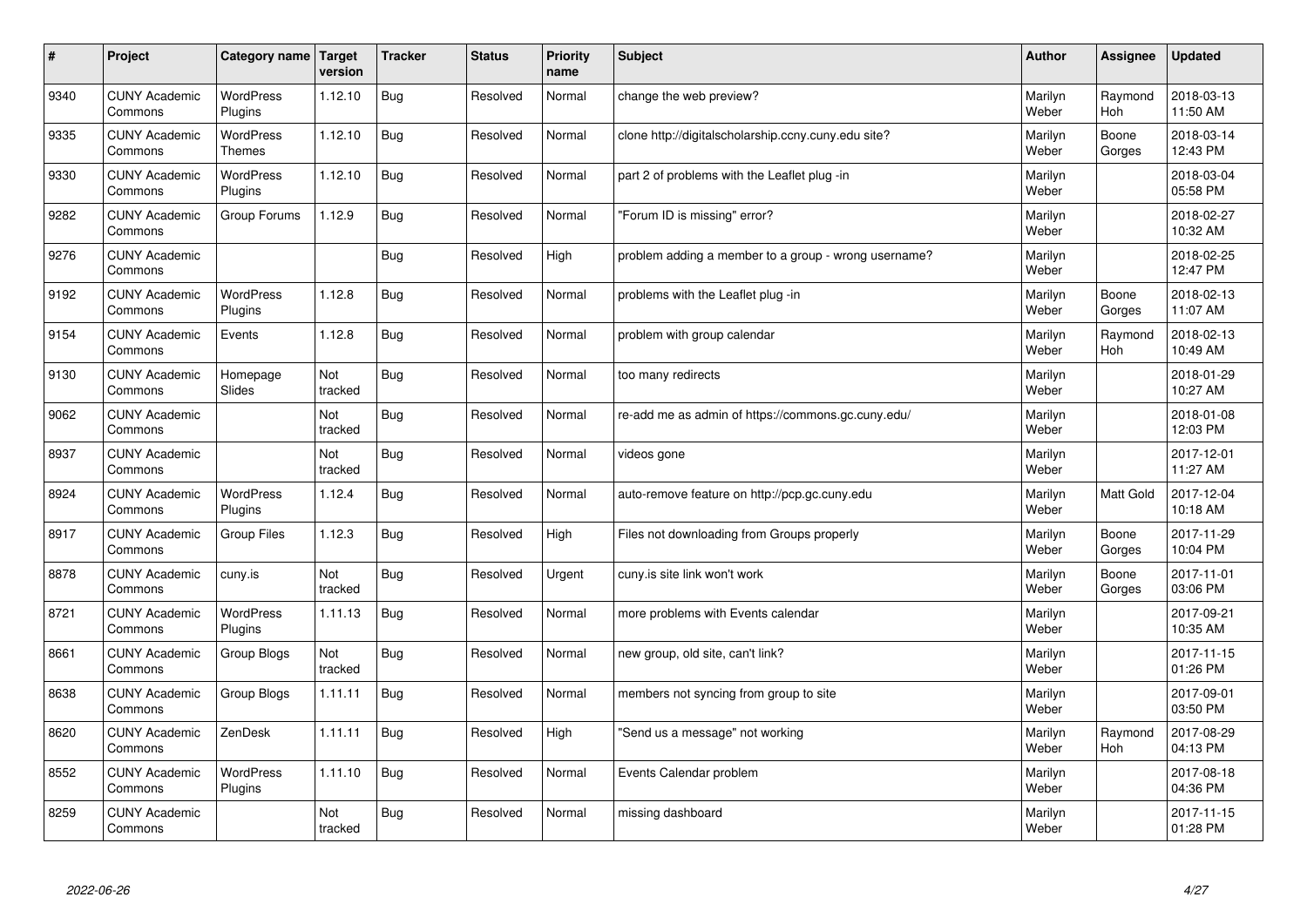| # | Project | Category name | Target version | Tracker | Status | Priority name | Subject | Author | Assignee | Updated |
|---|---|---|---|---|---|---|---|---|---|---|
| 9340 | CUNY Academic Commons | WordPress Plugins | 1.12.10 | Bug | Resolved | Normal | change the web preview? | Marilyn Weber | Raymond Hoh | 2018-03-13 11:50 AM |
| 9335 | CUNY Academic Commons | WordPress Themes | 1.12.10 | Bug | Resolved | Normal | clone http://digitalscholarship.ccny.cuny.edu site? | Marilyn Weber | Boone Gorges | 2018-03-14 12:43 PM |
| 9330 | CUNY Academic Commons | WordPress Plugins | 1.12.10 | Bug | Resolved | Normal | part 2 of problems with the Leaflet plug -in | Marilyn Weber | | 2018-03-04 05:58 PM |
| 9282 | CUNY Academic Commons | Group Forums | 1.12.9 | Bug | Resolved | Normal | "Forum ID is missing" error? | Marilyn Weber | | 2018-02-27 10:32 AM |
| 9276 | CUNY Academic Commons | | | Bug | Resolved | High | problem adding a member to a group - wrong username? | Marilyn Weber | | 2018-02-25 12:47 PM |
| 9192 | CUNY Academic Commons | WordPress Plugins | 1.12.8 | Bug | Resolved | Normal | problems with the Leaflet plug -in | Marilyn Weber | Boone Gorges | 2018-02-13 11:07 AM |
| 9154 | CUNY Academic Commons | Events | 1.12.8 | Bug | Resolved | Normal | problem with group calendar | Marilyn Weber | Raymond Hoh | 2018-02-13 10:49 AM |
| 9130 | CUNY Academic Commons | Homepage Slides | Not tracked | Bug | Resolved | Normal | too many redirects | Marilyn Weber | | 2018-01-29 10:27 AM |
| 9062 | CUNY Academic Commons | | Not tracked | Bug | Resolved | Normal | re-add me as admin of https://commons.gc.cuny.edu/ | Marilyn Weber | | 2018-01-08 12:03 PM |
| 8937 | CUNY Academic Commons | | Not tracked | Bug | Resolved | Normal | videos gone | Marilyn Weber | | 2017-12-01 11:27 AM |
| 8924 | CUNY Academic Commons | WordPress Plugins | 1.12.4 | Bug | Resolved | Normal | auto-remove feature on http://pcp.gc.cuny.edu | Marilyn Weber | Matt Gold | 2017-12-04 10:18 AM |
| 8917 | CUNY Academic Commons | Group Files | 1.12.3 | Bug | Resolved | High | Files not downloading from Groups properly | Marilyn Weber | Boone Gorges | 2017-11-29 10:04 PM |
| 8878 | CUNY Academic Commons | cuny.is | Not tracked | Bug | Resolved | Urgent | cuny.is site link won't work | Marilyn Weber | Boone Gorges | 2017-11-01 03:06 PM |
| 8721 | CUNY Academic Commons | WordPress Plugins | 1.11.13 | Bug | Resolved | Normal | more problems with Events calendar | Marilyn Weber | | 2017-09-21 10:35 AM |
| 8661 | CUNY Academic Commons | Group Blogs | Not tracked | Bug | Resolved | Normal | new group, old site, can't link? | Marilyn Weber | | 2017-11-15 01:26 PM |
| 8638 | CUNY Academic Commons | Group Blogs | 1.11.11 | Bug | Resolved | Normal | members not syncing from group to site | Marilyn Weber | | 2017-09-01 03:50 PM |
| 8620 | CUNY Academic Commons | ZenDesk | 1.11.11 | Bug | Resolved | High | "Send us a message" not working | Marilyn Weber | Raymond Hoh | 2017-08-29 04:13 PM |
| 8552 | CUNY Academic Commons | WordPress Plugins | 1.11.10 | Bug | Resolved | Normal | Events Calendar problem | Marilyn Weber | | 2017-08-18 04:36 PM |
| 8259 | CUNY Academic Commons | | Not tracked | Bug | Resolved | Normal | missing dashboard | Marilyn Weber | | 2017-11-15 01:28 PM |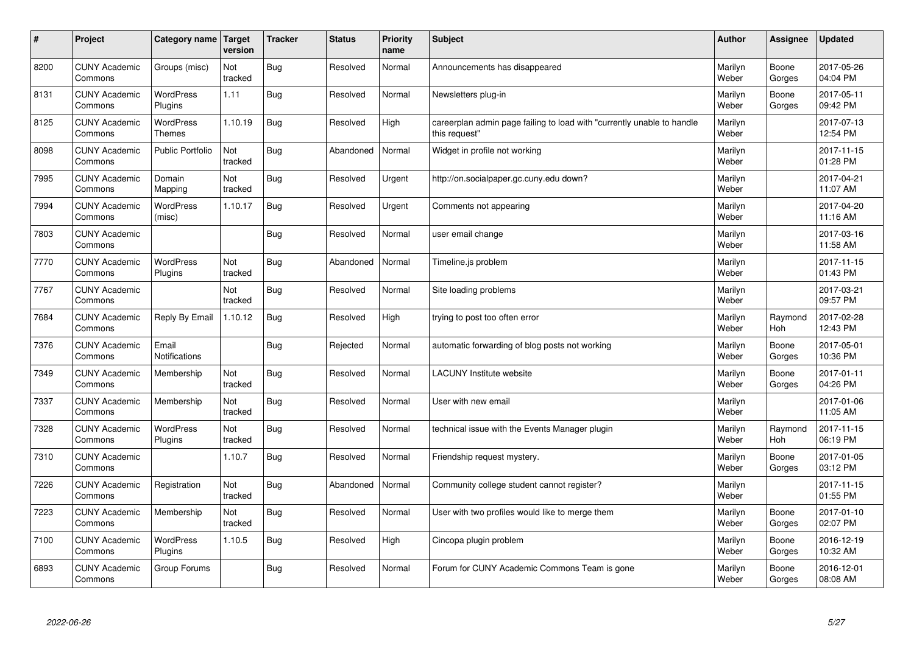| # | Project | Category name | Target version | Tracker | Status | Priority name | Subject | Author | Assignee | Updated |
|---|---|---|---|---|---|---|---|---|---|---|
| 8200 | CUNY Academic Commons | Groups (misc) | Not tracked | Bug | Resolved | Normal | Announcements has disappeared | Marilyn Weber | Boone Gorges | 2017-05-26 04:04 PM |
| 8131 | CUNY Academic Commons | WordPress Plugins | 1.11 | Bug | Resolved | Normal | Newsletters plug-in | Marilyn Weber | Boone Gorges | 2017-05-11 09:42 PM |
| 8125 | CUNY Academic Commons | WordPress Themes | 1.10.19 | Bug | Resolved | High | careerplan admin page failing to load with "currently unable to handle this request" | Marilyn Weber | | 2017-07-13 12:54 PM |
| 8098 | CUNY Academic Commons | Public Portfolio | Not tracked | Bug | Abandoned | Normal | Widget in profile not working | Marilyn Weber | | 2017-11-15 01:28 PM |
| 7995 | CUNY Academic Commons | Domain Mapping | Not tracked | Bug | Resolved | Urgent | http://on.socialpaper.gc.cuny.edu down? | Marilyn Weber | | 2017-04-21 11:07 AM |
| 7994 | CUNY Academic Commons | WordPress (misc) | 1.10.17 | Bug | Resolved | Urgent | Comments not appearing | Marilyn Weber | | 2017-04-20 11:16 AM |
| 7803 | CUNY Academic Commons | | | Bug | Resolved | Normal | user email change | Marilyn Weber | | 2017-03-16 11:58 AM |
| 7770 | CUNY Academic Commons | WordPress Plugins | Not tracked | Bug | Abandoned | Normal | Timeline.js problem | Marilyn Weber | | 2017-11-15 01:43 PM |
| 7767 | CUNY Academic Commons | | Not tracked | Bug | Resolved | Normal | Site loading problems | Marilyn Weber | | 2017-03-21 09:57 PM |
| 7684 | CUNY Academic Commons | Reply By Email | 1.10.12 | Bug | Resolved | High | trying to post too often error | Marilyn Weber | Raymond Hoh | 2017-02-28 12:43 PM |
| 7376 | CUNY Academic Commons | Email Notifications | | Bug | Rejected | Normal | automatic forwarding of blog posts not working | Marilyn Weber | Boone Gorges | 2017-05-01 10:36 PM |
| 7349 | CUNY Academic Commons | Membership | Not tracked | Bug | Resolved | Normal | LACUNY Institute website | Marilyn Weber | Boone Gorges | 2017-01-11 04:26 PM |
| 7337 | CUNY Academic Commons | Membership | Not tracked | Bug | Resolved | Normal | User with new email | Marilyn Weber | | 2017-01-06 11:05 AM |
| 7328 | CUNY Academic Commons | WordPress Plugins | Not tracked | Bug | Resolved | Normal | technical issue with the Events Manager plugin | Marilyn Weber | Raymond Hoh | 2017-11-15 06:19 PM |
| 7310 | CUNY Academic Commons | | 1.10.7 | Bug | Resolved | Normal | Friendship request mystery. | Marilyn Weber | Boone Gorges | 2017-01-05 03:12 PM |
| 7226 | CUNY Academic Commons | Registration | Not tracked | Bug | Abandoned | Normal | Community college student cannot register? | Marilyn Weber | | 2017-11-15 01:55 PM |
| 7223 | CUNY Academic Commons | Membership | Not tracked | Bug | Resolved | Normal | User with two profiles would like to merge them | Marilyn Weber | Boone Gorges | 2017-01-10 02:07 PM |
| 7100 | CUNY Academic Commons | WordPress Plugins | 1.10.5 | Bug | Resolved | High | Cincopa plugin problem | Marilyn Weber | Boone Gorges | 2016-12-19 10:32 AM |
| 6893 | CUNY Academic Commons | Group Forums | | Bug | Resolved | Normal | Forum for CUNY Academic Commons Team is gone | Marilyn Weber | Boone Gorges | 2016-12-01 08:08 AM |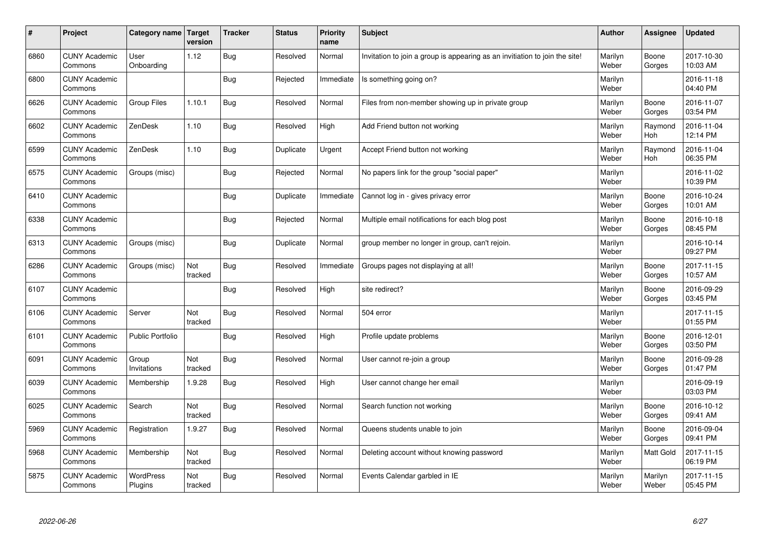| # | Project | Category name | Target version | Tracker | Status | Priority name | Subject | Author | Assignee | Updated |
|---|---|---|---|---|---|---|---|---|---|---|
| 6860 | CUNY Academic Commons | User Onboarding | 1.12 | Bug | Resolved | Normal | Invitation to join a group is appearing as an invitation to join the site! | Marilyn Weber | Boone Gorges | 2017-10-30 10:03 AM |
| 6800 | CUNY Academic Commons | | | Bug | Rejected | Immediate | Is something going on? | Marilyn Weber | | 2016-11-18 04:40 PM |
| 6626 | CUNY Academic Commons | Group Files | 1.10.1 | Bug | Resolved | Normal | Files from non-member showing up in private group | Marilyn Weber | Boone Gorges | 2016-11-07 03:54 PM |
| 6602 | CUNY Academic Commons | ZenDesk | 1.10 | Bug | Resolved | High | Add Friend button not working | Marilyn Weber | Raymond Hoh | 2016-11-04 12:14 PM |
| 6599 | CUNY Academic Commons | ZenDesk | 1.10 | Bug | Duplicate | Urgent | Accept Friend button not working | Marilyn Weber | Raymond Hoh | 2016-11-04 06:35 PM |
| 6575 | CUNY Academic Commons | Groups (misc) | | Bug | Rejected | Normal | No papers link for the group "social paper" | Marilyn Weber | | 2016-11-02 10:39 PM |
| 6410 | CUNY Academic Commons | | | Bug | Duplicate | Immediate | Cannot log in - gives privacy error | Marilyn Weber | Boone Gorges | 2016-10-24 10:01 AM |
| 6338 | CUNY Academic Commons | | | Bug | Rejected | Normal | Multiple email notifications for each blog post | Marilyn Weber | Boone Gorges | 2016-10-18 08:45 PM |
| 6313 | CUNY Academic Commons | Groups (misc) | | Bug | Duplicate | Normal | group member no longer in group, can't rejoin. | Marilyn Weber | | 2016-10-14 09:27 PM |
| 6286 | CUNY Academic Commons | Groups (misc) | Not tracked | Bug | Resolved | Immediate | Groups pages not displaying at all! | Marilyn Weber | Boone Gorges | 2017-11-15 10:57 AM |
| 6107 | CUNY Academic Commons | | | Bug | Resolved | High | site redirect? | Marilyn Weber | Boone Gorges | 2016-09-29 03:45 PM |
| 6106 | CUNY Academic Commons | Server | Not tracked | Bug | Resolved | Normal | 504 error | Marilyn Weber | | 2017-11-15 01:55 PM |
| 6101 | CUNY Academic Commons | Public Portfolio | | Bug | Resolved | High | Profile update problems | Marilyn Weber | Boone Gorges | 2016-12-01 03:50 PM |
| 6091 | CUNY Academic Commons | Group Invitations | Not tracked | Bug | Resolved | Normal | User cannot re-join a group | Marilyn Weber | Boone Gorges | 2016-09-28 01:47 PM |
| 6039 | CUNY Academic Commons | Membership | 1.9.28 | Bug | Resolved | High | User cannot change her email | Marilyn Weber | | 2016-09-19 03:03 PM |
| 6025 | CUNY Academic Commons | Search | Not tracked | Bug | Resolved | Normal | Search function not working | Marilyn Weber | Boone Gorges | 2016-10-12 09:41 AM |
| 5969 | CUNY Academic Commons | Registration | 1.9.27 | Bug | Resolved | Normal | Queens students unable to join | Marilyn Weber | Boone Gorges | 2016-09-04 09:41 PM |
| 5968 | CUNY Academic Commons | Membership | Not tracked | Bug | Resolved | Normal | Deleting account without knowing password | Marilyn Weber | Matt Gold | 2017-11-15 06:19 PM |
| 5875 | CUNY Academic Commons | WordPress Plugins | Not tracked | Bug | Resolved | Normal | Events Calendar garbled in IE | Marilyn Weber | Marilyn Weber | 2017-11-15 05:45 PM |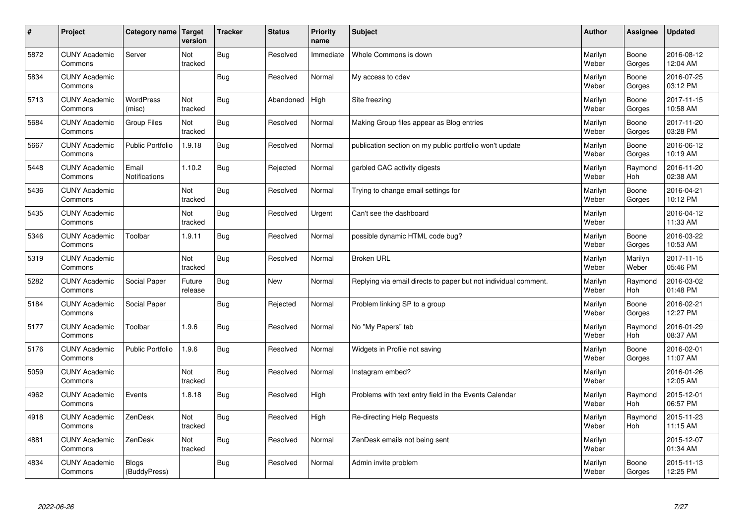| # | Project | Category name | Target version | Tracker | Status | Priority name | Subject | Author | Assignee | Updated |
|---|---|---|---|---|---|---|---|---|---|---|
| 5872 | CUNY Academic Commons | Server | Not tracked | Bug | Resolved | Immediate | Whole Commons is down | Marilyn Weber | Boone Gorges | 2016-08-12 12:04 AM |
| 5834 | CUNY Academic Commons | | | Bug | Resolved | Normal | My access to cdev | Marilyn Weber | Boone Gorges | 2016-07-25 03:12 PM |
| 5713 | CUNY Academic Commons | WordPress (misc) | Not tracked | Bug | Abandoned | High | Site freezing | Marilyn Weber | Boone Gorges | 2017-11-15 10:58 AM |
| 5684 | CUNY Academic Commons | Group Files | Not tracked | Bug | Resolved | Normal | Making Group files appear as Blog entries | Marilyn Weber | Boone Gorges | 2017-11-20 03:28 PM |
| 5667 | CUNY Academic Commons | Public Portfolio | 1.9.18 | Bug | Resolved | Normal | publication section on my public portfolio won't update | Marilyn Weber | Boone Gorges | 2016-06-12 10:19 AM |
| 5448 | CUNY Academic Commons | Email Notifications | 1.10.2 | Bug | Rejected | Normal | garbled CAC activity digests | Marilyn Weber | Raymond Hoh | 2016-11-20 02:38 AM |
| 5436 | CUNY Academic Commons | | Not tracked | Bug | Resolved | Normal | Trying to change email settings for | Marilyn Weber | Boone Gorges | 2016-04-21 10:12 PM |
| 5435 | CUNY Academic Commons | | Not tracked | Bug | Resolved | Urgent | Can't see the dashboard | Marilyn Weber | | 2016-04-12 11:33 AM |
| 5346 | CUNY Academic Commons | Toolbar | 1.9.11 | Bug | Resolved | Normal | possible dynamic HTML code bug? | Marilyn Weber | Boone Gorges | 2016-03-22 10:53 AM |
| 5319 | CUNY Academic Commons | | Not tracked | Bug | Resolved | Normal | Broken URL | Marilyn Weber | Marilyn Weber | 2017-11-15 05:46 PM |
| 5282 | CUNY Academic Commons | Social Paper | Future release | Bug | New | Normal | Replying via email directs to paper but not individual comment. | Marilyn Weber | Raymond Hoh | 2016-03-02 01:48 PM |
| 5184 | CUNY Academic Commons | Social Paper | | Bug | Rejected | Normal | Problem linking SP to a group | Marilyn Weber | Boone Gorges | 2016-02-21 12:27 PM |
| 5177 | CUNY Academic Commons | Toolbar | 1.9.6 | Bug | Resolved | Normal | No "My Papers" tab | Marilyn Weber | Raymond Hoh | 2016-01-29 08:37 AM |
| 5176 | CUNY Academic Commons | Public Portfolio | 1.9.6 | Bug | Resolved | Normal | Widgets in Profile not saving | Marilyn Weber | Boone Gorges | 2016-02-01 11:07 AM |
| 5059 | CUNY Academic Commons | | Not tracked | Bug | Resolved | Normal | Instagram embed? | Marilyn Weber | | 2016-01-26 12:05 AM |
| 4962 | CUNY Academic Commons | Events | 1.8.18 | Bug | Resolved | High | Problems with text entry field in the Events Calendar | Marilyn Weber | Raymond Hoh | 2015-12-01 06:57 PM |
| 4918 | CUNY Academic Commons | ZenDesk | Not tracked | Bug | Resolved | High | Re-directing Help Requests | Marilyn Weber | Raymond Hoh | 2015-11-23 11:15 AM |
| 4881 | CUNY Academic Commons | ZenDesk | Not tracked | Bug | Resolved | Normal | ZenDesk emails not being sent | Marilyn Weber | | 2015-12-07 01:34 AM |
| 4834 | CUNY Academic Commons | Blogs (BuddyPress) | | Bug | Resolved | Normal | Admin invite problem | Marilyn Weber | Boone Gorges | 2015-11-13 12:25 PM |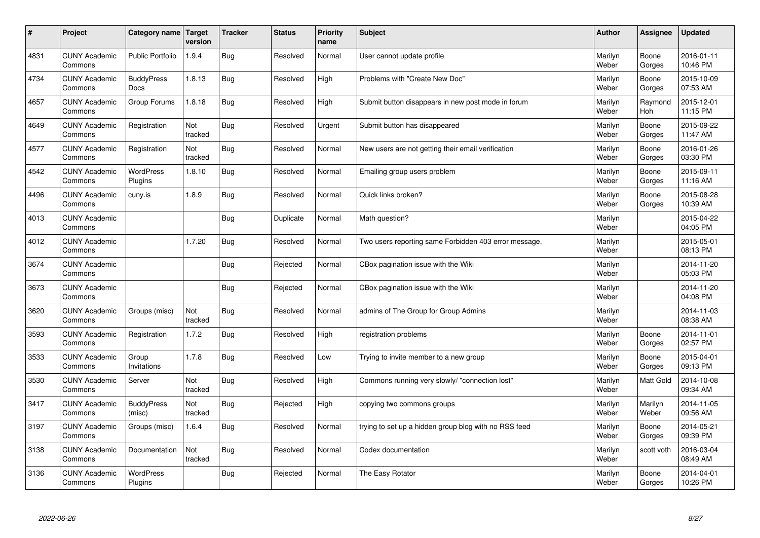| # | Project | Category name | Target version | Tracker | Status | Priority name | Subject | Author | Assignee | Updated |
|---|---|---|---|---|---|---|---|---|---|---|
| 4831 | CUNY Academic Commons | Public Portfolio | 1.9.4 | Bug | Resolved | Normal | User cannot update profile | Marilyn Weber | Boone Gorges | 2016-01-11 10:46 PM |
| 4734 | CUNY Academic Commons | BuddyPress Docs | 1.8.13 | Bug | Resolved | High | Problems with "Create New Doc" | Marilyn Weber | Boone Gorges | 2015-10-09 07:53 AM |
| 4657 | CUNY Academic Commons | Group Forums | 1.8.18 | Bug | Resolved | High | Submit button disappears in new post mode in forum | Marilyn Weber | Raymond Hoh | 2015-12-01 11:15 PM |
| 4649 | CUNY Academic Commons | Registration | Not tracked | Bug | Resolved | Urgent | Submit button has disappeared | Marilyn Weber | Boone Gorges | 2015-09-22 11:47 AM |
| 4577 | CUNY Academic Commons | Registration | Not tracked | Bug | Resolved | Normal | New users are not getting their email verification | Marilyn Weber | Boone Gorges | 2016-01-26 03:30 PM |
| 4542 | CUNY Academic Commons | WordPress Plugins | 1.8.10 | Bug | Resolved | Normal | Emailing group users problem | Marilyn Weber | Boone Gorges | 2015-09-11 11:16 AM |
| 4496 | CUNY Academic Commons | cuny.is | 1.8.9 | Bug | Resolved | Normal | Quick links broken? | Marilyn Weber | Boone Gorges | 2015-08-28 10:39 AM |
| 4013 | CUNY Academic Commons | | | Bug | Duplicate | Normal | Math question? | Marilyn Weber | | 2015-04-22 04:05 PM |
| 4012 | CUNY Academic Commons | | 1.7.20 | Bug | Resolved | Normal | Two users reporting same Forbidden 403 error message. | Marilyn Weber | | 2015-05-01 08:13 PM |
| 3674 | CUNY Academic Commons | | | Bug | Rejected | Normal | CBox pagination issue with the Wiki | Marilyn Weber | | 2014-11-20 05:03 PM |
| 3673 | CUNY Academic Commons | | | Bug | Rejected | Normal | CBox pagination issue with the Wiki | Marilyn Weber | | 2014-11-20 04:08 PM |
| 3620 | CUNY Academic Commons | Groups (misc) | Not tracked | Bug | Resolved | Normal | admins of The Group for Group Admins | Marilyn Weber | | 2014-11-03 08:38 AM |
| 3593 | CUNY Academic Commons | Registration | 1.7.2 | Bug | Resolved | High | registration problems | Marilyn Weber | Boone Gorges | 2014-11-01 02:57 PM |
| 3533 | CUNY Academic Commons | Group Invitations | 1.7.8 | Bug | Resolved | Low | Trying to invite member to a new group | Marilyn Weber | Boone Gorges | 2015-04-01 09:13 PM |
| 3530 | CUNY Academic Commons | Server | Not tracked | Bug | Resolved | High | Commons running very slowly/ "connection lost" | Marilyn Weber | Matt Gold | 2014-10-08 09:34 AM |
| 3417 | CUNY Academic Commons | BuddyPress (misc) | Not tracked | Bug | Rejected | High | copying two commons groups | Marilyn Weber | Marilyn Weber | 2014-11-05 09:56 AM |
| 3197 | CUNY Academic Commons | Groups (misc) | 1.6.4 | Bug | Resolved | Normal | trying to set up a hidden group blog with no RSS feed | Marilyn Weber | Boone Gorges | 2014-05-21 09:39 PM |
| 3138 | CUNY Academic Commons | Documentation | Not tracked | Bug | Resolved | Normal | Codex documentation | Marilyn Weber | scott voth | 2016-03-04 08:49 AM |
| 3136 | CUNY Academic Commons | WordPress Plugins | | Bug | Rejected | Normal | The Easy Rotator | Marilyn Weber | Boone Gorges | 2014-04-01 10:26 PM |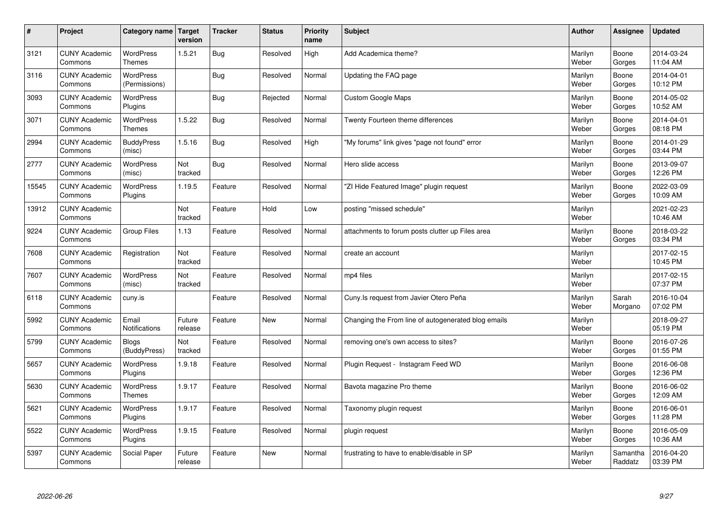| # | Project | Category name | Target version | Tracker | Status | Priority name | Subject | Author | Assignee | Updated |
|---|---|---|---|---|---|---|---|---|---|---|
| 3121 | CUNY Academic Commons | WordPress Themes | 1.5.21 | Bug | Resolved | High | Add Academica theme? | Marilyn Weber | Boone Gorges | 2014-03-24 11:04 AM |
| 3116 | CUNY Academic Commons | WordPress (Permissions) | | Bug | Resolved | Normal | Updating the FAQ page | Marilyn Weber | Boone Gorges | 2014-04-01 10:12 PM |
| 3093 | CUNY Academic Commons | WordPress Plugins | | Bug | Rejected | Normal | Custom Google Maps | Marilyn Weber | Boone Gorges | 2014-05-02 10:52 AM |
| 3071 | CUNY Academic Commons | WordPress Themes | 1.5.22 | Bug | Resolved | Normal | Twenty Fourteen theme differences | Marilyn Weber | Boone Gorges | 2014-04-01 08:18 PM |
| 2994 | CUNY Academic Commons | BuddyPress (misc) | 1.5.16 | Bug | Resolved | High | "My forums" link gives "page not found" error | Marilyn Weber | Boone Gorges | 2014-01-29 03:44 PM |
| 2777 | CUNY Academic Commons | WordPress (misc) | Not tracked | Bug | Resolved | Normal | Hero slide access | Marilyn Weber | Boone Gorges | 2013-09-07 12:26 PM |
| 15545 | CUNY Academic Commons | WordPress Plugins | 1.19.5 | Feature | Resolved | Normal | "ZI Hide Featured Image" plugin request | Marilyn Weber | Boone Gorges | 2022-03-09 10:09 AM |
| 13912 | CUNY Academic Commons | | Not tracked | Feature | Hold | Low | posting "missed schedule" | Marilyn Weber | | 2021-02-23 10:46 AM |
| 9224 | CUNY Academic Commons | Group Files | 1.13 | Feature | Resolved | Normal | attachments to forum posts clutter up Files area | Marilyn Weber | Boone Gorges | 2018-03-22 03:34 PM |
| 7608 | CUNY Academic Commons | Registration | Not tracked | Feature | Resolved | Normal | create an account | Marilyn Weber | | 2017-02-15 10:45 PM |
| 7607 | CUNY Academic Commons | WordPress (misc) | Not tracked | Feature | Resolved | Normal | mp4 files | Marilyn Weber | | 2017-02-15 07:37 PM |
| 6118 | CUNY Academic Commons | cuny.is | | Feature | Resolved | Normal | Cuny.Is request from Javier Otero Peña | Marilyn Weber | Sarah Morgano | 2016-10-04 07:02 PM |
| 5992 | CUNY Academic Commons | Email Notifications | Future release | Feature | New | Normal | Changing the From line of autogenerated blog emails | Marilyn Weber | | 2018-09-27 05:19 PM |
| 5799 | CUNY Academic Commons | Blogs (BuddyPress) | Not tracked | Feature | Resolved | Normal | removing one's own access to sites? | Marilyn Weber | Boone Gorges | 2016-07-26 01:55 PM |
| 5657 | CUNY Academic Commons | WordPress Plugins | 1.9.18 | Feature | Resolved | Normal | Plugin Request - Instagram Feed WD | Marilyn Weber | Boone Gorges | 2016-06-08 12:36 PM |
| 5630 | CUNY Academic Commons | WordPress Themes | 1.9.17 | Feature | Resolved | Normal | Bavota magazine Pro theme | Marilyn Weber | Boone Gorges | 2016-06-02 12:09 AM |
| 5621 | CUNY Academic Commons | WordPress Plugins | 1.9.17 | Feature | Resolved | Normal | Taxonomy plugin request | Marilyn Weber | Boone Gorges | 2016-06-01 11:28 PM |
| 5522 | CUNY Academic Commons | WordPress Plugins | 1.9.15 | Feature | Resolved | Normal | plugin request | Marilyn Weber | Boone Gorges | 2016-05-09 10:36 AM |
| 5397 | CUNY Academic Commons | Social Paper | Future release | Feature | New | Normal | frustrating to have to enable/disable in SP | Marilyn Weber | Samantha Raddatz | 2016-04-20 03:39 PM |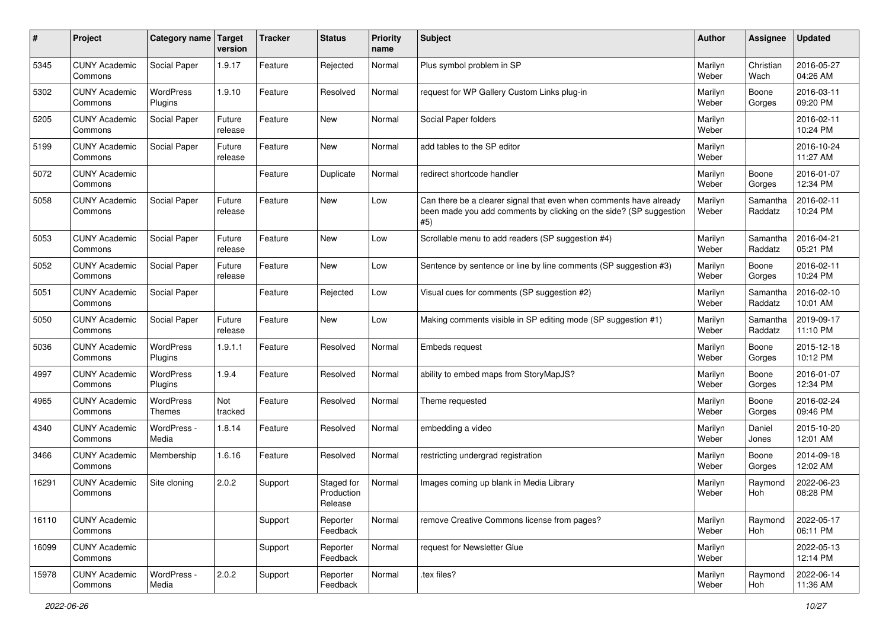| # | Project | Category name | Target version | Tracker | Status | Priority name | Subject | Author | Assignee | Updated |
|---|---|---|---|---|---|---|---|---|---|---|
| 5345 | CUNY Academic Commons | Social Paper | 1.9.17 | Feature | Rejected | Normal | Plus symbol problem in SP | Marilyn Weber | Christian Wach | 2016-05-27 04:26 AM |
| 5302 | CUNY Academic Commons | WordPress Plugins | 1.9.10 | Feature | Resolved | Normal | request for WP Gallery Custom Links plug-in | Marilyn Weber | Boone Gorges | 2016-03-11 09:20 PM |
| 5205 | CUNY Academic Commons | Social Paper | Future release | Feature | New | Normal | Social Paper folders | Marilyn Weber | | 2016-02-11 10:24 PM |
| 5199 | CUNY Academic Commons | Social Paper | Future release | Feature | New | Normal | add tables to the SP editor | Marilyn Weber | | 2016-10-24 11:27 AM |
| 5072 | CUNY Academic Commons | | | Feature | Duplicate | Normal | redirect shortcode handler | Marilyn Weber | Boone Gorges | 2016-01-07 12:34 PM |
| 5058 | CUNY Academic Commons | Social Paper | Future release | Feature | New | Low | Can there be a clearer signal that even when comments have already been made you add comments by clicking on the side? (SP suggestion #5) | Marilyn Weber | Samantha Raddatz | 2016-02-11 10:24 PM |
| 5053 | CUNY Academic Commons | Social Paper | Future release | Feature | New | Low | Scrollable menu to add readers (SP suggestion #4) | Marilyn Weber | Samantha Raddatz | 2016-04-21 05:21 PM |
| 5052 | CUNY Academic Commons | Social Paper | Future release | Feature | New | Low | Sentence by sentence or line by line comments (SP suggestion #3) | Marilyn Weber | Boone Gorges | 2016-02-11 10:24 PM |
| 5051 | CUNY Academic Commons | Social Paper | | Feature | Rejected | Low | Visual cues for comments (SP suggestion #2) | Marilyn Weber | Samantha Raddatz | 2016-02-10 10:01 AM |
| 5050 | CUNY Academic Commons | Social Paper | Future release | Feature | New | Low | Making comments visible in SP editing mode (SP suggestion #1) | Marilyn Weber | Samantha Raddatz | 2019-09-17 11:10 PM |
| 5036 | CUNY Academic Commons | WordPress Plugins | 1.9.1.1 | Feature | Resolved | Normal | Embeds request | Marilyn Weber | Boone Gorges | 2015-12-18 10:12 PM |
| 4997 | CUNY Academic Commons | WordPress Plugins | 1.9.4 | Feature | Resolved | Normal | ability to embed maps from StoryMapJS? | Marilyn Weber | Boone Gorges | 2016-01-07 12:34 PM |
| 4965 | CUNY Academic Commons | WordPress Themes | Not tracked | Feature | Resolved | Normal | Theme requested | Marilyn Weber | Boone Gorges | 2016-02-24 09:46 PM |
| 4340 | CUNY Academic Commons | WordPress - Media | 1.8.14 | Feature | Resolved | Normal | embedding a video | Marilyn Weber | Daniel Jones | 2015-10-20 12:01 AM |
| 3466 | CUNY Academic Commons | Membership | 1.6.16 | Feature | Resolved | Normal | restricting undergrad registration | Marilyn Weber | Boone Gorges | 2014-09-18 12:02 AM |
| 16291 | CUNY Academic Commons | Site cloning | 2.0.2 | Support | Staged for Production Release | Normal | Images coming up blank in Media Library | Marilyn Weber | Raymond Hoh | 2022-06-23 08:28 PM |
| 16110 | CUNY Academic Commons | | | Support | Reporter Feedback | Normal | remove Creative Commons license from pages? | Marilyn Weber | Raymond Hoh | 2022-05-17 06:11 PM |
| 16099 | CUNY Academic Commons | | | Support | Reporter Feedback | Normal | request for Newsletter Glue | Marilyn Weber | | 2022-05-13 12:14 PM |
| 15978 | CUNY Academic Commons | WordPress - Media | 2.0.2 | Support | Reporter Feedback | Normal | .tex files? | Marilyn Weber | Raymond Hoh | 2022-06-14 11:36 AM |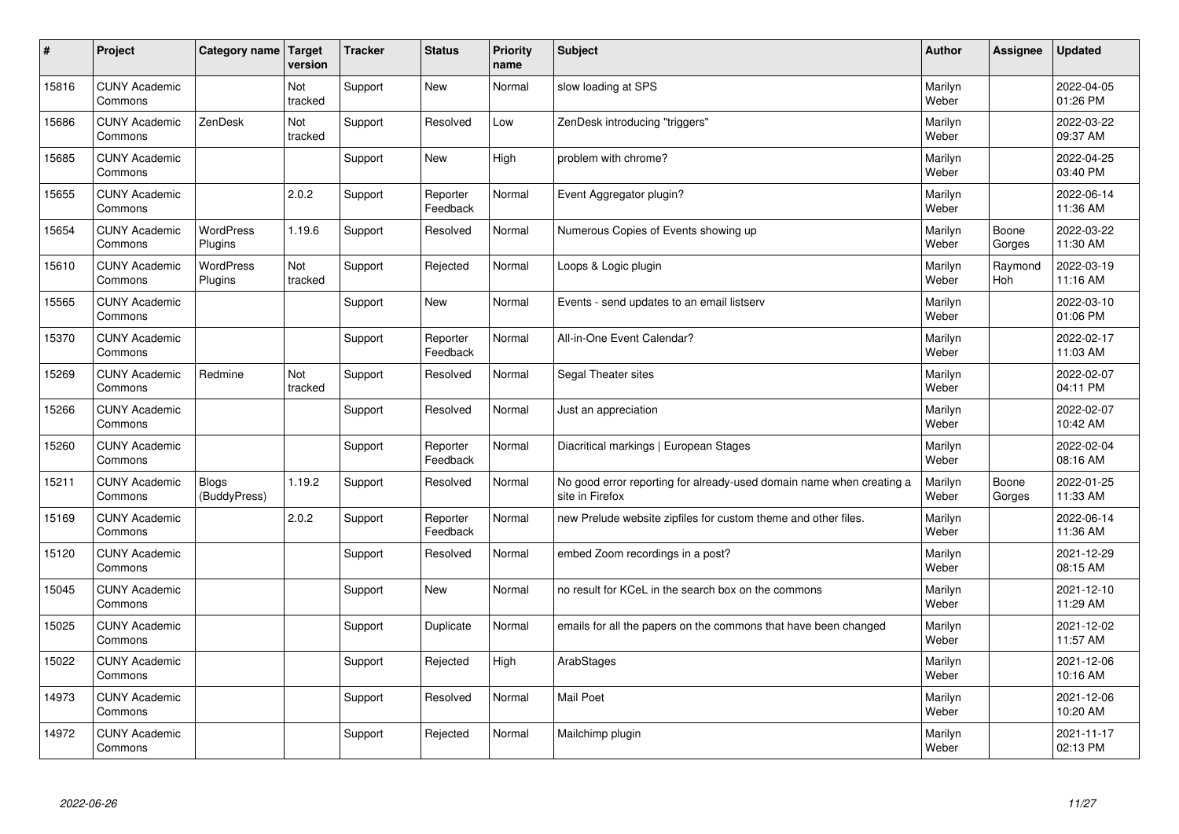| # | Project | Category name | Target version | Tracker | Status | Priority name | Subject | Author | Assignee | Updated |
|---|---|---|---|---|---|---|---|---|---|---|
| 15816 | CUNY Academic Commons | | Not tracked | Support | New | Normal | slow loading at SPS | Marilyn Weber | | 2022-04-05 01:26 PM |
| 15686 | CUNY Academic Commons | ZenDesk | Not tracked | Support | Resolved | Low | ZenDesk introducing "triggers" | Marilyn Weber | | 2022-03-22 09:37 AM |
| 15685 | CUNY Academic Commons | | | Support | New | High | problem with chrome? | Marilyn Weber | | 2022-04-25 03:40 PM |
| 15655 | CUNY Academic Commons | | 2.0.2 | Support | Reporter Feedback | Normal | Event Aggregator plugin? | Marilyn Weber | | 2022-06-14 11:36 AM |
| 15654 | CUNY Academic Commons | WordPress Plugins | 1.19.6 | Support | Resolved | Normal | Numerous Copies of Events showing up | Marilyn Weber | Boone Gorges | 2022-03-22 11:30 AM |
| 15610 | CUNY Academic Commons | WordPress Plugins | Not tracked | Support | Rejected | Normal | Loops & Logic plugin | Marilyn Weber | Raymond Hoh | 2022-03-19 11:16 AM |
| 15565 | CUNY Academic Commons | | | Support | New | Normal | Events - send updates to an email listserv | Marilyn Weber | | 2022-03-10 01:06 PM |
| 15370 | CUNY Academic Commons | | | Support | Reporter Feedback | Normal | All-in-One Event Calendar? | Marilyn Weber | | 2022-02-17 11:03 AM |
| 15269 | CUNY Academic Commons | Redmine | Not tracked | Support | Resolved | Normal | Segal Theater sites | Marilyn Weber | | 2022-02-07 04:11 PM |
| 15266 | CUNY Academic Commons | | | Support | Resolved | Normal | Just an appreciation | Marilyn Weber | | 2022-02-07 10:42 AM |
| 15260 | CUNY Academic Commons | | | Support | Reporter Feedback | Normal | Diacritical markings \| European Stages | Marilyn Weber | | 2022-02-04 08:16 AM |
| 15211 | CUNY Academic Commons | Blogs (BuddyPress) | 1.19.2 | Support | Resolved | Normal | No good error reporting for already-used domain name when creating a site in Firefox | Marilyn Weber | Boone Gorges | 2022-01-25 11:33 AM |
| 15169 | CUNY Academic Commons | | 2.0.2 | Support | Reporter Feedback | Normal | new Prelude website zipfiles for custom theme and other files. | Marilyn Weber | | 2022-06-14 11:36 AM |
| 15120 | CUNY Academic Commons | | | Support | Resolved | Normal | embed Zoom recordings in a post? | Marilyn Weber | | 2021-12-29 08:15 AM |
| 15045 | CUNY Academic Commons | | | Support | New | Normal | no result for KCeL in the search box on the commons | Marilyn Weber | | 2021-12-10 11:29 AM |
| 15025 | CUNY Academic Commons | | | Support | Duplicate | Normal | emails for all the papers on the commons that have been changed | Marilyn Weber | | 2021-12-02 11:57 AM |
| 15022 | CUNY Academic Commons | | | Support | Rejected | High | ArabStages | Marilyn Weber | | 2021-12-06 10:16 AM |
| 14973 | CUNY Academic Commons | | | Support | Resolved | Normal | Mail Poet | Marilyn Weber | | 2021-12-06 10:20 AM |
| 14972 | CUNY Academic Commons | | | Support | Rejected | Normal | Mailchimp plugin | Marilyn Weber | | 2021-11-17 02:13 PM |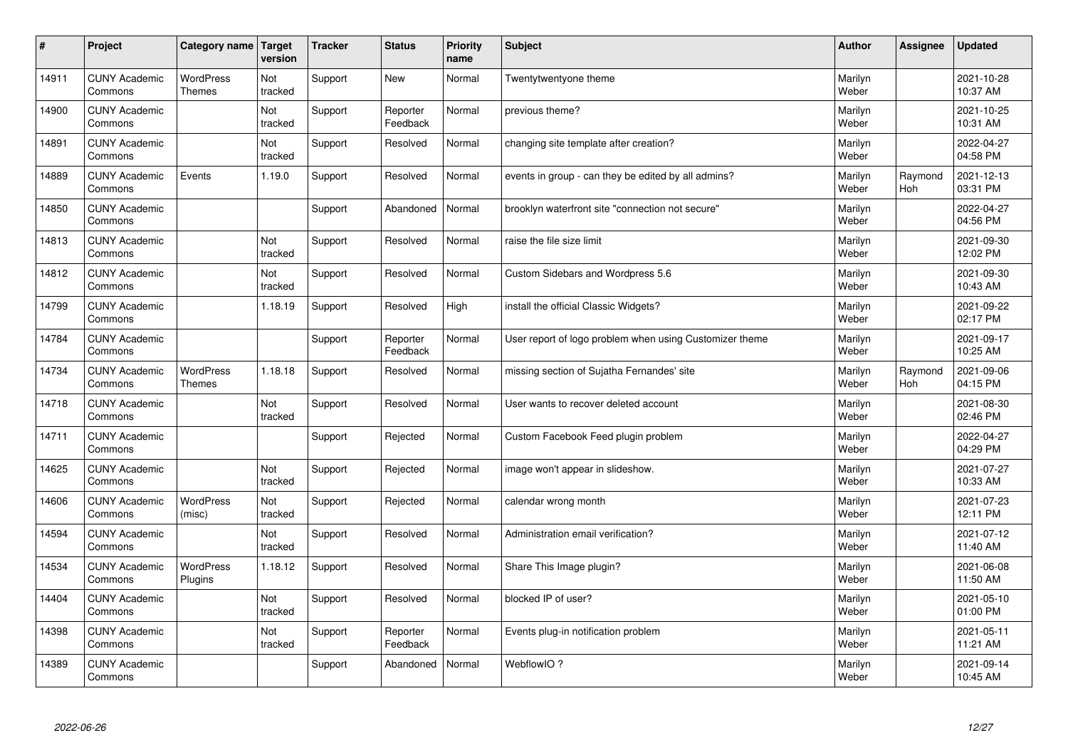| # | Project | Category name | Target version | Tracker | Status | Priority name | Subject | Author | Assignee | Updated |
|---|---|---|---|---|---|---|---|---|---|---|
| 14911 | CUNY Academic Commons | WordPress Themes | Not tracked | Support | New | Normal | Twentytwentyone theme | Marilyn Weber | | 2021-10-28 10:37 AM |
| 14900 | CUNY Academic Commons | | Not tracked | Support | Reporter Feedback | Normal | previous theme? | Marilyn Weber | | 2021-10-25 10:31 AM |
| 14891 | CUNY Academic Commons | | Not tracked | Support | Resolved | Normal | changing site template after creation? | Marilyn Weber | | 2022-04-27 04:58 PM |
| 14889 | CUNY Academic Commons | Events | 1.19.0 | Support | Resolved | Normal | events in group - can they be edited by all admins? | Marilyn Weber | Raymond Hoh | 2021-12-13 03:31 PM |
| 14850 | CUNY Academic Commons | | | Support | Abandoned | Normal | brooklyn waterfront site "connection not secure" | Marilyn Weber | | 2022-04-27 04:56 PM |
| 14813 | CUNY Academic Commons | | Not tracked | Support | Resolved | Normal | raise the file size limit | Marilyn Weber | | 2021-09-30 12:02 PM |
| 14812 | CUNY Academic Commons | | Not tracked | Support | Resolved | Normal | Custom Sidebars and Wordpress 5.6 | Marilyn Weber | | 2021-09-30 10:43 AM |
| 14799 | CUNY Academic Commons | | 1.18.19 | Support | Resolved | High | install the official Classic Widgets? | Marilyn Weber | | 2021-09-22 02:17 PM |
| 14784 | CUNY Academic Commons | | | Support | Reporter Feedback | Normal | User report of logo problem when using Customizer theme | Marilyn Weber | | 2021-09-17 10:25 AM |
| 14734 | CUNY Academic Commons | WordPress Themes | 1.18.18 | Support | Resolved | Normal | missing section of Sujatha Fernandes' site | Marilyn Weber | Raymond Hoh | 2021-09-06 04:15 PM |
| 14718 | CUNY Academic Commons | | Not tracked | Support | Resolved | Normal | User wants to recover deleted account | Marilyn Weber | | 2021-08-30 02:46 PM |
| 14711 | CUNY Academic Commons | | | Support | Rejected | Normal | Custom Facebook Feed plugin problem | Marilyn Weber | | 2022-04-27 04:29 PM |
| 14625 | CUNY Academic Commons | | Not tracked | Support | Rejected | Normal | image won't appear in slideshow. | Marilyn Weber | | 2021-07-27 10:33 AM |
| 14606 | CUNY Academic Commons | WordPress (misc) | Not tracked | Support | Rejected | Normal | calendar wrong month | Marilyn Weber | | 2021-07-23 12:11 PM |
| 14594 | CUNY Academic Commons | | Not tracked | Support | Resolved | Normal | Administration email verification? | Marilyn Weber | | 2021-07-12 11:40 AM |
| 14534 | CUNY Academic Commons | WordPress Plugins | 1.18.12 | Support | Resolved | Normal | Share This Image plugin? | Marilyn Weber | | 2021-06-08 11:50 AM |
| 14404 | CUNY Academic Commons | | Not tracked | Support | Resolved | Normal | blocked IP of user? | Marilyn Weber | | 2021-05-10 01:00 PM |
| 14398 | CUNY Academic Commons | | Not tracked | Support | Reporter Feedback | Normal | Events plug-in notification problem | Marilyn Weber | | 2021-05-11 11:21 AM |
| 14389 | CUNY Academic Commons | | | Support | Abandoned | Normal | WebflowIO ? | Marilyn Weber | | 2021-09-14 10:45 AM |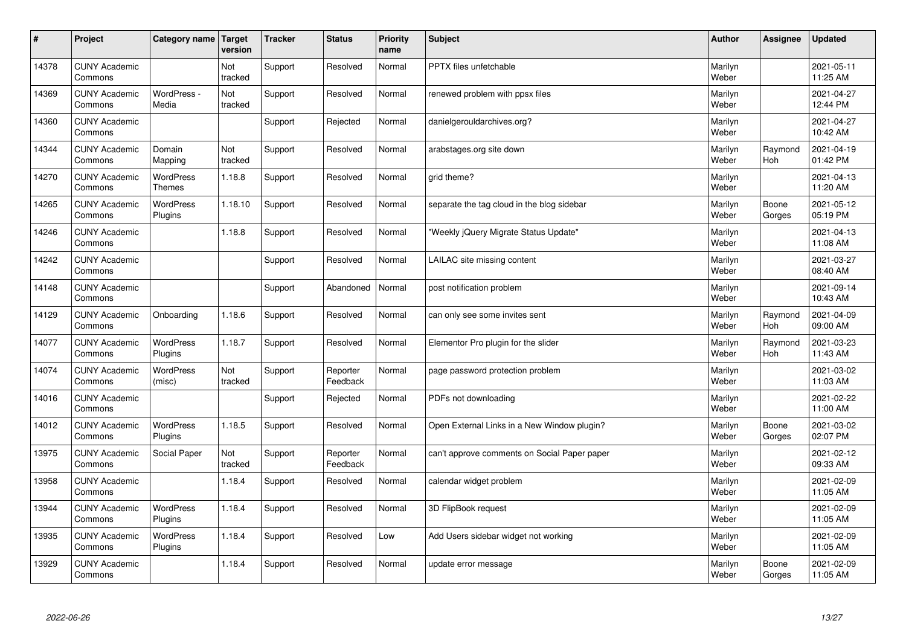| # | Project | Category name | Target version | Tracker | Status | Priority name | Subject | Author | Assignee | Updated |
|---|---|---|---|---|---|---|---|---|---|---|
| 14378 | CUNY Academic Commons | | Not tracked | Support | Resolved | Normal | PPTX files unfetchable | Marilyn Weber | | 2021-05-11 11:25 AM |
| 14369 | CUNY Academic Commons | WordPress - Media | Not tracked | Support | Resolved | Normal | renewed problem with ppsx files | Marilyn Weber | | 2021-04-27 12:44 PM |
| 14360 | CUNY Academic Commons | | | Support | Rejected | Normal | danielgerouldarchives.org? | Marilyn Weber | | 2021-04-27 10:42 AM |
| 14344 | CUNY Academic Commons | Domain Mapping | Not tracked | Support | Resolved | Normal | arabstages.org site down | Marilyn Weber | Raymond Hoh | 2021-04-19 01:42 PM |
| 14270 | CUNY Academic Commons | WordPress Themes | 1.18.8 | Support | Resolved | Normal | grid theme? | Marilyn Weber | | 2021-04-13 11:20 AM |
| 14265 | CUNY Academic Commons | WordPress Plugins | 1.18.10 | Support | Resolved | Normal | separate the tag cloud in the blog sidebar | Marilyn Weber | Boone Gorges | 2021-05-12 05:19 PM |
| 14246 | CUNY Academic Commons | | 1.18.8 | Support | Resolved | Normal | "Weekly jQuery Migrate Status Update" | Marilyn Weber | | 2021-04-13 11:08 AM |
| 14242 | CUNY Academic Commons | | | Support | Resolved | Normal | LAILAC site missing content | Marilyn Weber | | 2021-03-27 08:40 AM |
| 14148 | CUNY Academic Commons | | | Support | Abandoned | Normal | post notification problem | Marilyn Weber | | 2021-09-14 10:43 AM |
| 14129 | CUNY Academic Commons | Onboarding | 1.18.6 | Support | Resolved | Normal | can only see some invites sent | Marilyn Weber | Raymond Hoh | 2021-04-09 09:00 AM |
| 14077 | CUNY Academic Commons | WordPress Plugins | 1.18.7 | Support | Resolved | Normal | Elementor Pro plugin for the slider | Marilyn Weber | Raymond Hoh | 2021-03-23 11:43 AM |
| 14074 | CUNY Academic Commons | WordPress (misc) | Not tracked | Support | Reporter Feedback | Normal | page password protection problem | Marilyn Weber | | 2021-03-02 11:03 AM |
| 14016 | CUNY Academic Commons | | | Support | Rejected | Normal | PDFs not downloading | Marilyn Weber | | 2021-02-22 11:00 AM |
| 14012 | CUNY Academic Commons | WordPress Plugins | 1.18.5 | Support | Resolved | Normal | Open External Links in a New Window plugin? | Marilyn Weber | Boone Gorges | 2021-03-02 02:07 PM |
| 13975 | CUNY Academic Commons | Social Paper | Not tracked | Support | Reporter Feedback | Normal | can't approve comments on Social Paper paper | Marilyn Weber | | 2021-02-12 09:33 AM |
| 13958 | CUNY Academic Commons | | 1.18.4 | Support | Resolved | Normal | calendar widget problem | Marilyn Weber | | 2021-02-09 11:05 AM |
| 13944 | CUNY Academic Commons | WordPress Plugins | 1.18.4 | Support | Resolved | Normal | 3D FlipBook request | Marilyn Weber | | 2021-02-09 11:05 AM |
| 13935 | CUNY Academic Commons | WordPress Plugins | 1.18.4 | Support | Resolved | Low | Add Users sidebar widget not working | Marilyn Weber | | 2021-02-09 11:05 AM |
| 13929 | CUNY Academic Commons | | 1.18.4 | Support | Resolved | Normal | update error message | Marilyn Weber | Boone Gorges | 2021-02-09 11:05 AM |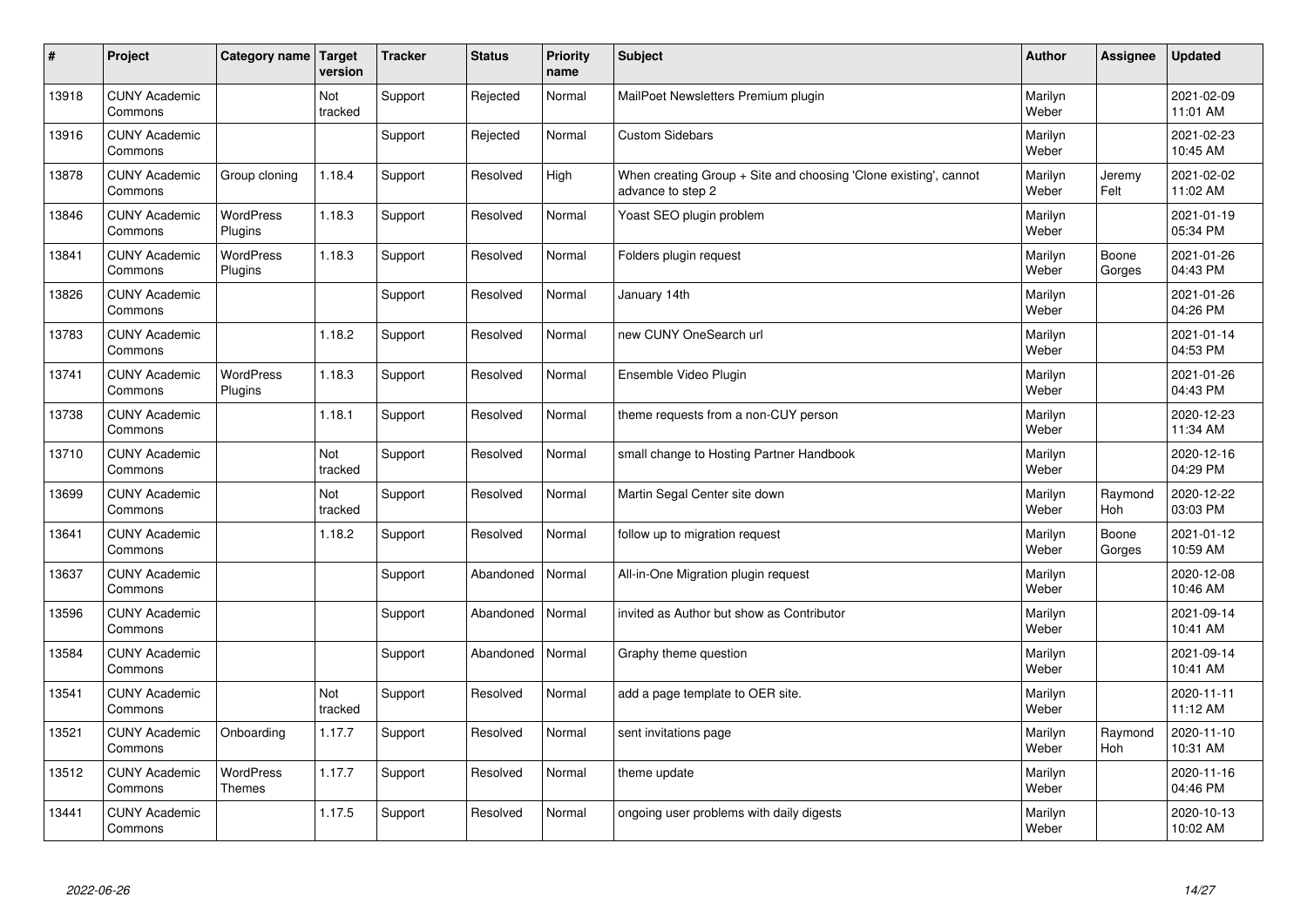| # | Project | Category name | Target version | Tracker | Status | Priority name | Subject | Author | Assignee | Updated |
|---|---|---|---|---|---|---|---|---|---|---|
| 13918 | CUNY Academic Commons | | Not tracked | Support | Rejected | Normal | MailPoet Newsletters Premium plugin | Marilyn Weber | | 2021-02-09 11:01 AM |
| 13916 | CUNY Academic Commons | | | Support | Rejected | Normal | Custom Sidebars | Marilyn Weber | | 2021-02-23 10:45 AM |
| 13878 | CUNY Academic Commons | Group cloning | 1.18.4 | Support | Resolved | High | When creating Group + Site and choosing 'Clone existing', cannot advance to step 2 | Marilyn Weber | Jeremy Felt | 2021-02-02 11:02 AM |
| 13846 | CUNY Academic Commons | WordPress Plugins | 1.18.3 | Support | Resolved | Normal | Yoast SEO plugin problem | Marilyn Weber | | 2021-01-19 05:34 PM |
| 13841 | CUNY Academic Commons | WordPress Plugins | 1.18.3 | Support | Resolved | Normal | Folders plugin request | Marilyn Weber | Boone Gorges | 2021-01-26 04:43 PM |
| 13826 | CUNY Academic Commons | | | Support | Resolved | Normal | January 14th | Marilyn Weber | | 2021-01-26 04:26 PM |
| 13783 | CUNY Academic Commons | | 1.18.2 | Support | Resolved | Normal | new CUNY OneSearch url | Marilyn Weber | | 2021-01-14 04:53 PM |
| 13741 | CUNY Academic Commons | WordPress Plugins | 1.18.3 | Support | Resolved | Normal | Ensemble Video Plugin | Marilyn Weber | | 2021-01-26 04:43 PM |
| 13738 | CUNY Academic Commons | | 1.18.1 | Support | Resolved | Normal | theme requests from a non-CUY person | Marilyn Weber | | 2020-12-23 11:34 AM |
| 13710 | CUNY Academic Commons | | Not tracked | Support | Resolved | Normal | small change to Hosting Partner Handbook | Marilyn Weber | | 2020-12-16 04:29 PM |
| 13699 | CUNY Academic Commons | | Not tracked | Support | Resolved | Normal | Martin Segal Center site down | Marilyn Weber | Raymond Hoh | 2020-12-22 03:03 PM |
| 13641 | CUNY Academic Commons | | 1.18.2 | Support | Resolved | Normal | follow up to migration request | Marilyn Weber | Boone Gorges | 2021-01-12 10:59 AM |
| 13637 | CUNY Academic Commons | | | Support | Abandoned | Normal | All-in-One Migration plugin request | Marilyn Weber | | 2020-12-08 10:46 AM |
| 13596 | CUNY Academic Commons | | | Support | Abandoned | Normal | invited as Author but show as Contributor | Marilyn Weber | | 2021-09-14 10:41 AM |
| 13584 | CUNY Academic Commons | | | Support | Abandoned | Normal | Graphy theme question | Marilyn Weber | | 2021-09-14 10:41 AM |
| 13541 | CUNY Academic Commons | | Not tracked | Support | Resolved | Normal | add a page template to OER site. | Marilyn Weber | | 2020-11-11 11:12 AM |
| 13521 | CUNY Academic Commons | Onboarding | 1.17.7 | Support | Resolved | Normal | sent invitations page | Marilyn Weber | Raymond Hoh | 2020-11-10 10:31 AM |
| 13512 | CUNY Academic Commons | WordPress Themes | 1.17.7 | Support | Resolved | Normal | theme update | Marilyn Weber | | 2020-11-16 04:46 PM |
| 13441 | CUNY Academic Commons | | 1.17.5 | Support | Resolved | Normal | ongoing user problems with daily digests | Marilyn Weber | | 2020-10-13 10:02 AM |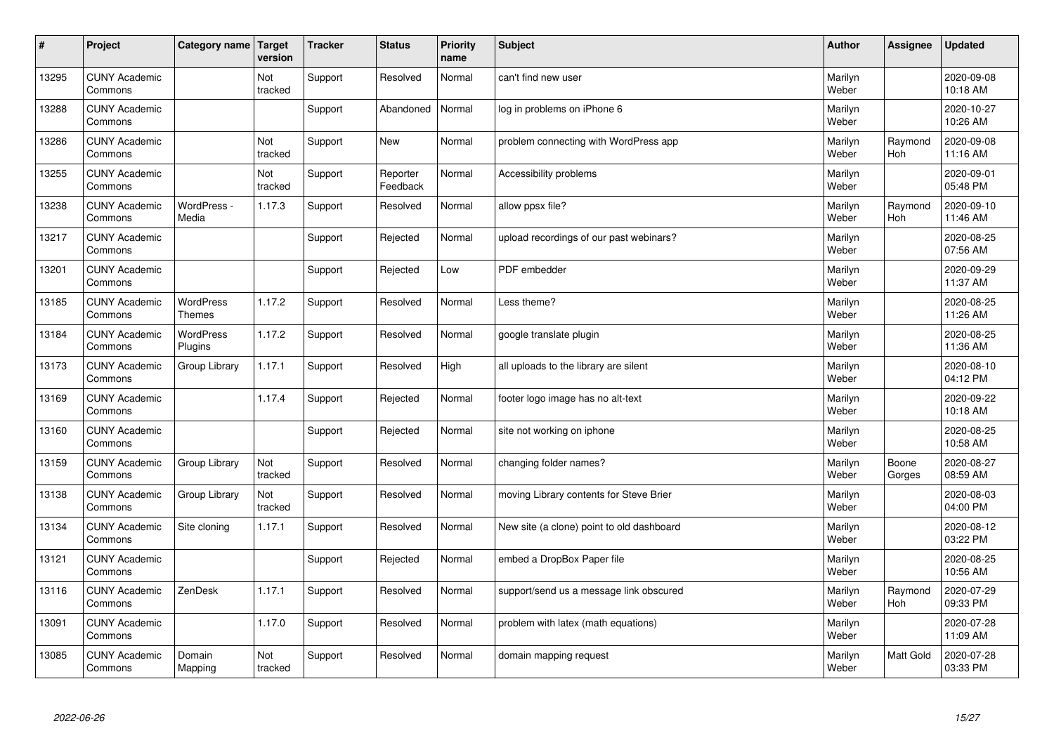| # | Project | Category name | Target version | Tracker | Status | Priority name | Subject | Author | Assignee | Updated |
|---|---|---|---|---|---|---|---|---|---|---|
| 13295 | CUNY Academic Commons | | Not tracked | Support | Resolved | Normal | can't find new user | Marilyn Weber | | 2020-09-08 10:18 AM |
| 13288 | CUNY Academic Commons | | | Support | Abandoned | Normal | log in problems on iPhone 6 | Marilyn Weber | | 2020-10-27 10:26 AM |
| 13286 | CUNY Academic Commons | | Not tracked | Support | New | Normal | problem connecting with WordPress app | Marilyn Weber | Raymond Hoh | 2020-09-08 11:16 AM |
| 13255 | CUNY Academic Commons | | Not tracked | Support | Reporter Feedback | Normal | Accessibility problems | Marilyn Weber | | 2020-09-01 05:48 PM |
| 13238 | CUNY Academic Commons | WordPress - Media | 1.17.3 | Support | Resolved | Normal | allow ppsx file? | Marilyn Weber | Raymond Hoh | 2020-09-10 11:46 AM |
| 13217 | CUNY Academic Commons | | | Support | Rejected | Normal | upload recordings of our past webinars? | Marilyn Weber | | 2020-08-25 07:56 AM |
| 13201 | CUNY Academic Commons | | | Support | Rejected | Low | PDF embedder | Marilyn Weber | | 2020-09-29 11:37 AM |
| 13185 | CUNY Academic Commons | WordPress Themes | 1.17.2 | Support | Resolved | Normal | Less theme? | Marilyn Weber | | 2020-08-25 11:26 AM |
| 13184 | CUNY Academic Commons | WordPress Plugins | 1.17.2 | Support | Resolved | Normal | google translate plugin | Marilyn Weber | | 2020-08-25 11:36 AM |
| 13173 | CUNY Academic Commons | Group Library | 1.17.1 | Support | Resolved | High | all uploads to the library are silent | Marilyn Weber | | 2020-08-10 04:12 PM |
| 13169 | CUNY Academic Commons | | 1.17.4 | Support | Rejected | Normal | footer logo image has no alt-text | Marilyn Weber | | 2020-09-22 10:18 AM |
| 13160 | CUNY Academic Commons | | | Support | Rejected | Normal | site not working on iphone | Marilyn Weber | | 2020-08-25 10:58 AM |
| 13159 | CUNY Academic Commons | Group Library | Not tracked | Support | Resolved | Normal | changing folder names? | Marilyn Weber | Boone Gorges | 2020-08-27 08:59 AM |
| 13138 | CUNY Academic Commons | Group Library | Not tracked | Support | Resolved | Normal | moving Library contents for Steve Brier | Marilyn Weber | | 2020-08-03 04:00 PM |
| 13134 | CUNY Academic Commons | Site cloning | 1.17.1 | Support | Resolved | Normal | New site (a clone) point to old dashboard | Marilyn Weber | | 2020-08-12 03:22 PM |
| 13121 | CUNY Academic Commons | | | Support | Rejected | Normal | embed a DropBox Paper file | Marilyn Weber | | 2020-08-25 10:56 AM |
| 13116 | CUNY Academic Commons | ZenDesk | 1.17.1 | Support | Resolved | Normal | support/send us a message link obscured | Marilyn Weber | Raymond Hoh | 2020-07-29 09:33 PM |
| 13091 | CUNY Academic Commons | | 1.17.0 | Support | Resolved | Normal | problem with latex (math equations) | Marilyn Weber | | 2020-07-28 11:09 AM |
| 13085 | CUNY Academic Commons | Domain Mapping | Not tracked | Support | Resolved | Normal | domain mapping request | Marilyn Weber | Matt Gold | 2020-07-28 03:33 PM |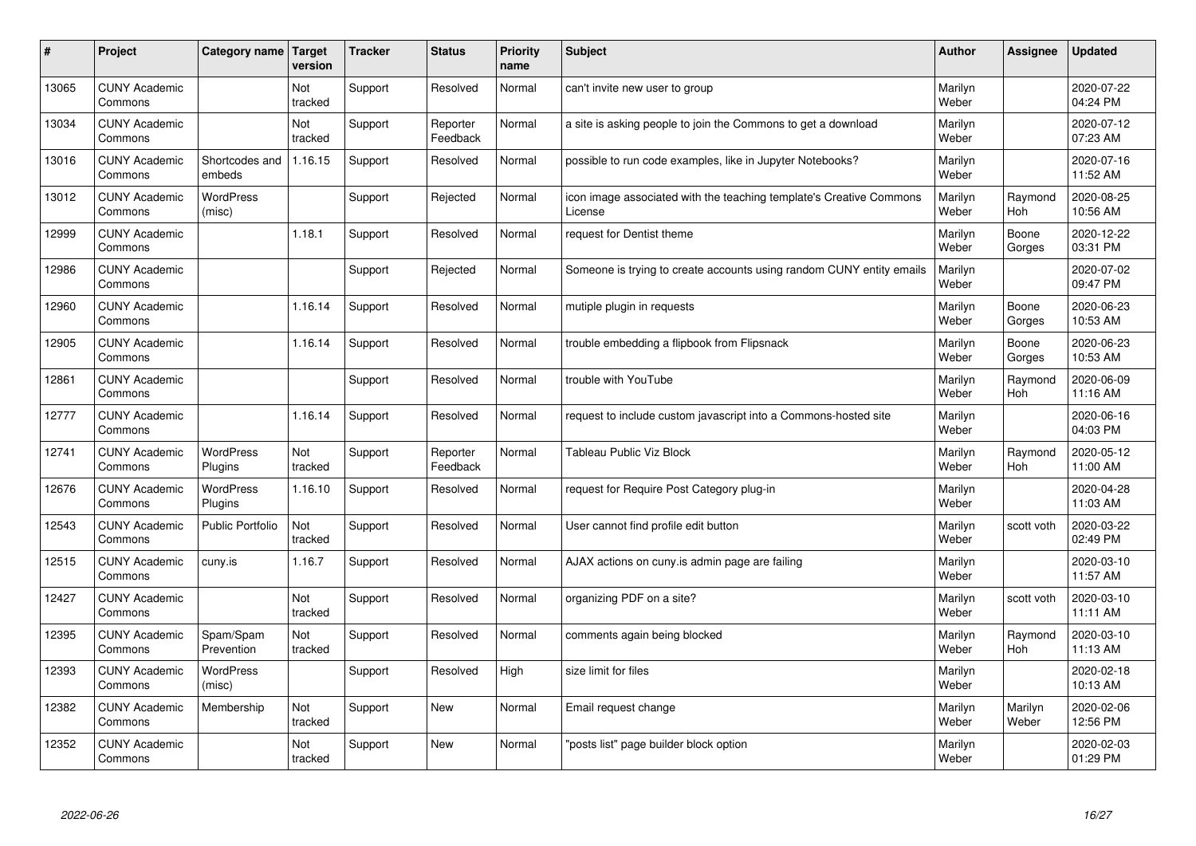| # | Project | Category name | Target version | Tracker | Status | Priority name | Subject | Author | Assignee | Updated |
|---|---|---|---|---|---|---|---|---|---|---|
| 13065 | CUNY Academic Commons | | Not tracked | Support | Resolved | Normal | can't invite new user to group | Marilyn Weber | | 2020-07-22 04:24 PM |
| 13034 | CUNY Academic Commons | | Not tracked | Support | Reporter Feedback | Normal | a site is asking people to join the Commons to get a download | Marilyn Weber | | 2020-07-12 07:23 AM |
| 13016 | CUNY Academic Commons | Shortcodes and embeds | 1.16.15 | Support | Resolved | Normal | possible to run code examples, like in Jupyter Notebooks? | Marilyn Weber | | 2020-07-16 11:52 AM |
| 13012 | CUNY Academic Commons | WordPress (misc) | | Support | Rejected | Normal | icon image associated with the teaching template's Creative Commons License | Marilyn Weber | Raymond Hoh | 2020-08-25 10:56 AM |
| 12999 | CUNY Academic Commons | | 1.18.1 | Support | Resolved | Normal | request for Dentist theme | Marilyn Weber | Boone Gorges | 2020-12-22 03:31 PM |
| 12986 | CUNY Academic Commons | | | Support | Rejected | Normal | Someone is trying to create accounts using random CUNY entity emails | Marilyn Weber | | 2020-07-02 09:47 PM |
| 12960 | CUNY Academic Commons | | 1.16.14 | Support | Resolved | Normal | mutiple plugin in requests | Marilyn Weber | Boone Gorges | 2020-06-23 10:53 AM |
| 12905 | CUNY Academic Commons | | 1.16.14 | Support | Resolved | Normal | trouble embedding a flipbook from Flipsnack | Marilyn Weber | Boone Gorges | 2020-06-23 10:53 AM |
| 12861 | CUNY Academic Commons | | | Support | Resolved | Normal | trouble with YouTube | Marilyn Weber | Raymond Hoh | 2020-06-09 11:16 AM |
| 12777 | CUNY Academic Commons | | 1.16.14 | Support | Resolved | Normal | request to include custom javascript into a Commons-hosted site | Marilyn Weber | | 2020-06-16 04:03 PM |
| 12741 | CUNY Academic Commons | WordPress Plugins | Not tracked | Support | Reporter Feedback | Normal | Tableau Public Viz Block | Marilyn Weber | Raymond Hoh | 2020-05-12 11:00 AM |
| 12676 | CUNY Academic Commons | WordPress Plugins | 1.16.10 | Support | Resolved | Normal | request for Require Post Category plug-in | Marilyn Weber | | 2020-04-28 11:03 AM |
| 12543 | CUNY Academic Commons | Public Portfolio | Not tracked | Support | Resolved | Normal | User cannot find profile edit button | Marilyn Weber | scott voth | 2020-03-22 02:49 PM |
| 12515 | CUNY Academic Commons | cuny.is | 1.16.7 | Support | Resolved | Normal | AJAX actions on cuny.is admin page are failing | Marilyn Weber | | 2020-03-10 11:57 AM |
| 12427 | CUNY Academic Commons | | Not tracked | Support | Resolved | Normal | organizing PDF on a site? | Marilyn Weber | scott voth | 2020-03-10 11:11 AM |
| 12395 | CUNY Academic Commons | Spam/Spam Prevention | Not tracked | Support | Resolved | Normal | comments again being blocked | Marilyn Weber | Raymond Hoh | 2020-03-10 11:13 AM |
| 12393 | CUNY Academic Commons | WordPress (misc) | | Support | Resolved | High | size limit for files | Marilyn Weber | | 2020-02-18 10:13 AM |
| 12382 | CUNY Academic Commons | Membership | Not tracked | Support | New | Normal | Email request change | Marilyn Weber | Marilyn Weber | 2020-02-06 12:56 PM |
| 12352 | CUNY Academic Commons | | Not tracked | Support | New | Normal | "posts list" page builder block option | Marilyn Weber | | 2020-02-03 01:29 PM |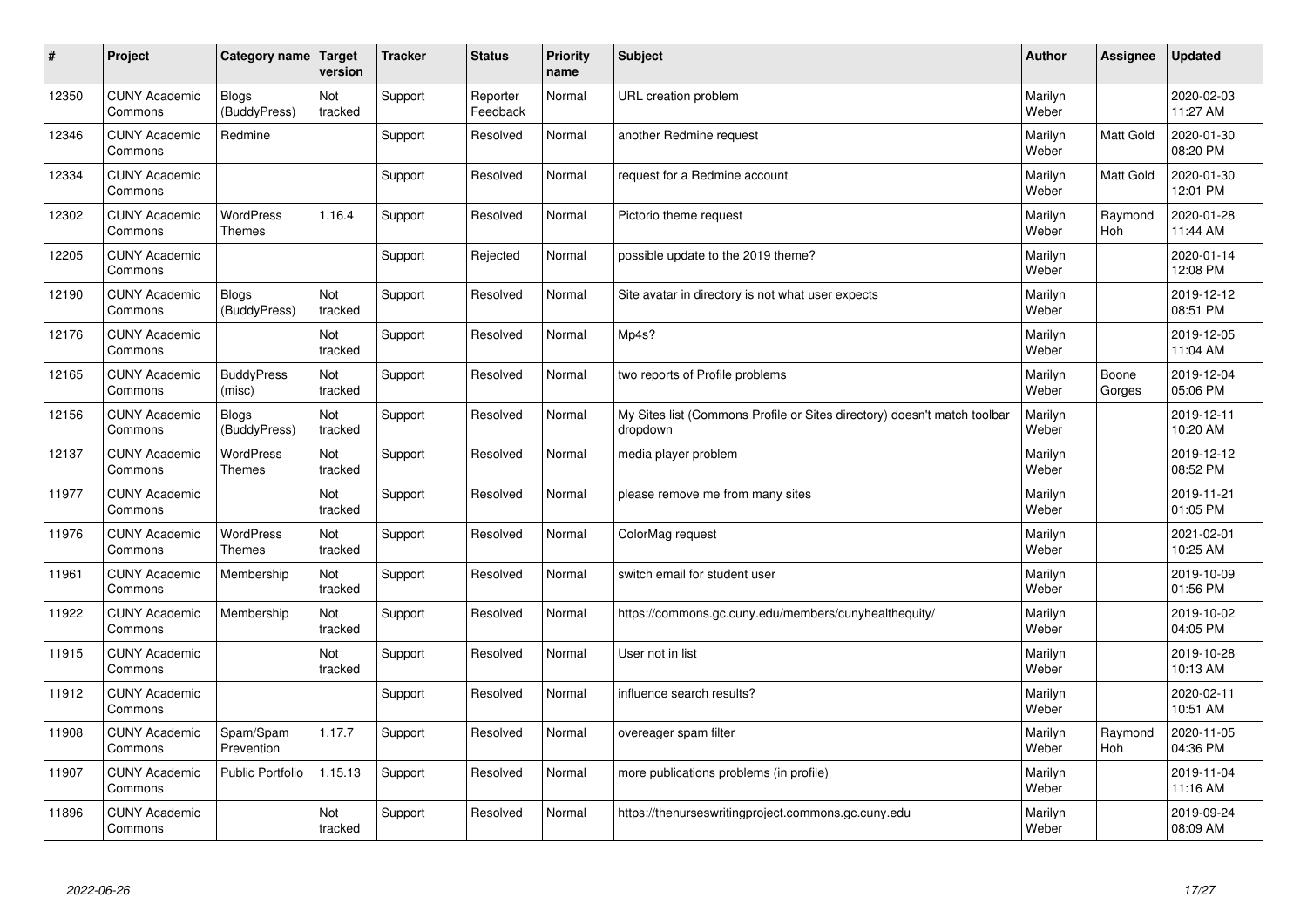| # | Project | Category name | Target version | Tracker | Status | Priority name | Subject | Author | Assignee | Updated |
|---|---|---|---|---|---|---|---|---|---|---|
| 12350 | CUNY Academic Commons | Blogs (BuddyPress) | Not tracked | Support | Reporter Feedback | Normal | URL creation problem | Marilyn Weber | | 2020-02-03 11:27 AM |
| 12346 | CUNY Academic Commons | Redmine | | Support | Resolved | Normal | another Redmine request | Marilyn Weber | Matt Gold | 2020-01-30 08:20 PM |
| 12334 | CUNY Academic Commons | | | Support | Resolved | Normal | request for a Redmine account | Marilyn Weber | Matt Gold | 2020-01-30 12:01 PM |
| 12302 | CUNY Academic Commons | WordPress Themes | 1.16.4 | Support | Resolved | Normal | Pictorio theme request | Marilyn Weber | Raymond Hoh | 2020-01-28 11:44 AM |
| 12205 | CUNY Academic Commons | | | Support | Rejected | Normal | possible update to the 2019 theme? | Marilyn Weber | | 2020-01-14 12:08 PM |
| 12190 | CUNY Academic Commons | Blogs (BuddyPress) | Not tracked | Support | Resolved | Normal | Site avatar in directory is not what user expects | Marilyn Weber | | 2019-12-12 08:51 PM |
| 12176 | CUNY Academic Commons | | Not tracked | Support | Resolved | Normal | Mp4s? | Marilyn Weber | | 2019-12-05 11:04 AM |
| 12165 | CUNY Academic Commons | BuddyPress (misc) | Not tracked | Support | Resolved | Normal | two reports of Profile problems | Marilyn Weber | Boone Gorges | 2019-12-04 05:06 PM |
| 12156 | CUNY Academic Commons | Blogs (BuddyPress) | Not tracked | Support | Resolved | Normal | My Sites list (Commons Profile or Sites directory) doesn't match toolbar dropdown | Marilyn Weber | | 2019-12-11 10:20 AM |
| 12137 | CUNY Academic Commons | WordPress Themes | Not tracked | Support | Resolved | Normal | media player problem | Marilyn Weber | | 2019-12-12 08:52 PM |
| 11977 | CUNY Academic Commons | | Not tracked | Support | Resolved | Normal | please remove me from many sites | Marilyn Weber | | 2019-11-21 01:05 PM |
| 11976 | CUNY Academic Commons | WordPress Themes | Not tracked | Support | Resolved | Normal | ColorMag request | Marilyn Weber | | 2021-02-01 10:25 AM |
| 11961 | CUNY Academic Commons | Membership | Not tracked | Support | Resolved | Normal | switch email for student user | Marilyn Weber | | 2019-10-09 01:56 PM |
| 11922 | CUNY Academic Commons | Membership | Not tracked | Support | Resolved | Normal | https://commons.gc.cuny.edu/members/cunyhealthequity/ | Marilyn Weber | | 2019-10-02 04:05 PM |
| 11915 | CUNY Academic Commons | | Not tracked | Support | Resolved | Normal | User not in list | Marilyn Weber | | 2019-10-28 10:13 AM |
| 11912 | CUNY Academic Commons | | | Support | Resolved | Normal | influence search results? | Marilyn Weber | | 2020-02-11 10:51 AM |
| 11908 | CUNY Academic Commons | Spam/Spam Prevention | 1.17.7 | Support | Resolved | Normal | overeager spam filter | Marilyn Weber | Raymond Hoh | 2020-11-05 04:36 PM |
| 11907 | CUNY Academic Commons | Public Portfolio | 1.15.13 | Support | Resolved | Normal | more publications problems (in profile) | Marilyn Weber | | 2019-11-04 11:16 AM |
| 11896 | CUNY Academic Commons | | Not tracked | Support | Resolved | Normal | https://thenurseswritingproject.commons.gc.cuny.edu | Marilyn Weber | | 2019-09-24 08:09 AM |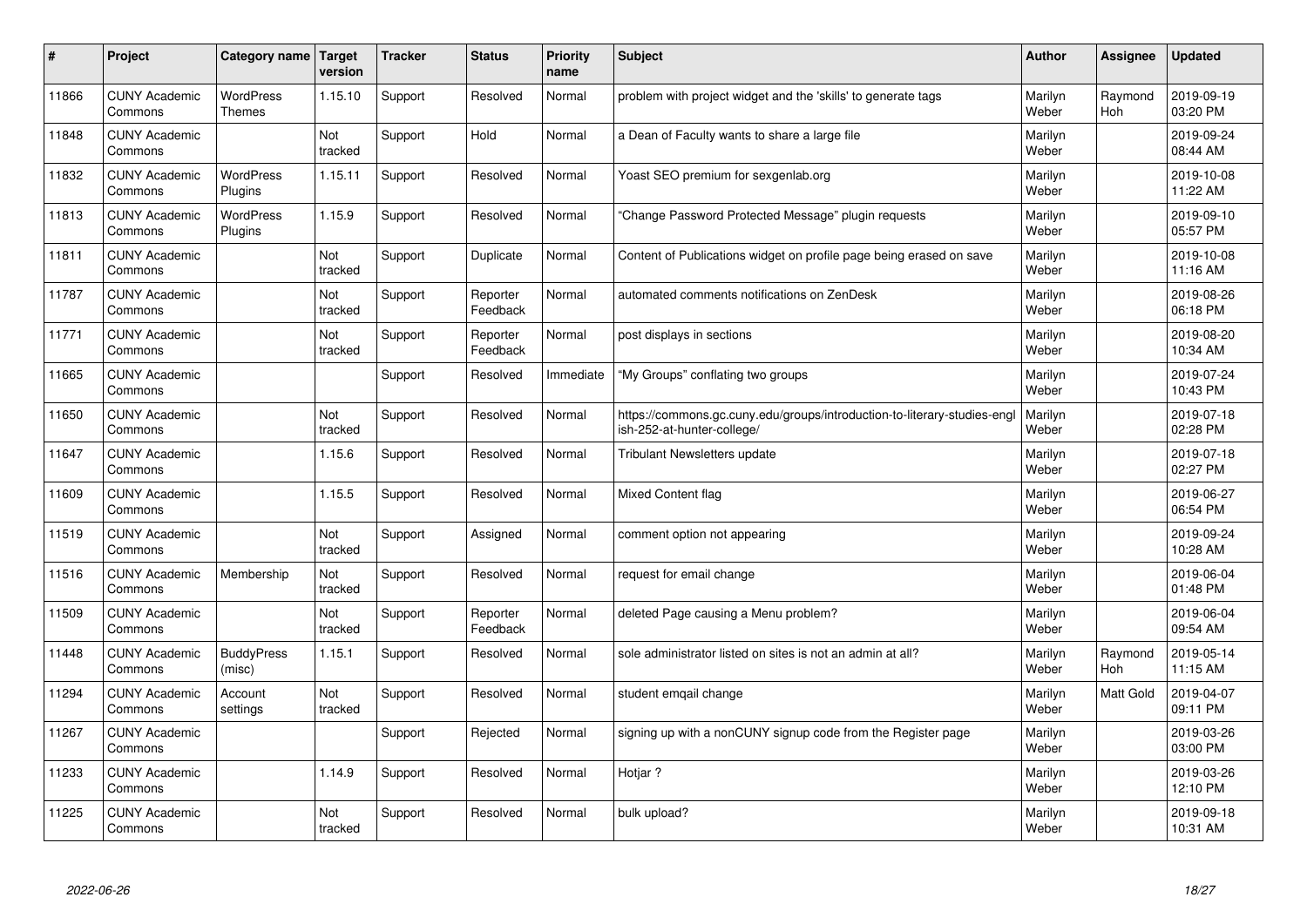| # | Project | Category name | Target version | Tracker | Status | Priority name | Subject | Author | Assignee | Updated |
|---|---|---|---|---|---|---|---|---|---|---|
| 11866 | CUNY Academic Commons | WordPress Themes | 1.15.10 | Support | Resolved | Normal | problem with project widget and the 'skills' to generate tags | Marilyn Weber | Raymond Hoh | 2019-09-19 03:20 PM |
| 11848 | CUNY Academic Commons |  | Not tracked | Support | Hold | Normal | a Dean of Faculty wants to share a large file | Marilyn Weber |  | 2019-09-24 08:44 AM |
| 11832 | CUNY Academic Commons | WordPress Plugins | 1.15.11 | Support | Resolved | Normal | Yoast SEO premium for sexgenlab.org | Marilyn Weber |  | 2019-10-08 11:22 AM |
| 11813 | CUNY Academic Commons | WordPress Plugins | 1.15.9 | Support | Resolved | Normal | "Change Password Protected Message" plugin requests | Marilyn Weber |  | 2019-09-10 05:57 PM |
| 11811 | CUNY Academic Commons |  | Not tracked | Support | Duplicate | Normal | Content of Publications widget on profile page being erased on save | Marilyn Weber |  | 2019-10-08 11:16 AM |
| 11787 | CUNY Academic Commons |  | Not tracked | Support | Reporter Feedback | Normal | automated comments notifications on ZenDesk | Marilyn Weber |  | 2019-08-26 06:18 PM |
| 11771 | CUNY Academic Commons |  | Not tracked | Support | Reporter Feedback | Normal | post displays in sections | Marilyn Weber |  | 2019-08-20 10:34 AM |
| 11665 | CUNY Academic Commons |  |  | Support | Resolved | Immediate | "My Groups" conflating two groups | Marilyn Weber |  | 2019-07-24 10:43 PM |
| 11650 | CUNY Academic Commons |  | Not tracked | Support | Resolved | Normal | https://commons.gc.cuny.edu/groups/introduction-to-literary-studies-english-252-at-hunter-college/ | Marilyn Weber |  | 2019-07-18 02:28 PM |
| 11647 | CUNY Academic Commons |  | 1.15.6 | Support | Resolved | Normal | Tribulant Newsletters update | Marilyn Weber |  | 2019-07-18 02:27 PM |
| 11609 | CUNY Academic Commons |  | 1.15.5 | Support | Resolved | Normal | Mixed Content flag | Marilyn Weber |  | 2019-06-27 06:54 PM |
| 11519 | CUNY Academic Commons |  | Not tracked | Support | Assigned | Normal | comment option not appearing | Marilyn Weber |  | 2019-09-24 10:28 AM |
| 11516 | CUNY Academic Commons | Membership | Not tracked | Support | Resolved | Normal | request for email change | Marilyn Weber |  | 2019-06-04 01:48 PM |
| 11509 | CUNY Academic Commons |  | Not tracked | Support | Reporter Feedback | Normal | deleted Page causing a Menu problem? | Marilyn Weber |  | 2019-06-04 09:54 AM |
| 11448 | CUNY Academic Commons | BuddyPress (misc) | 1.15.1 | Support | Resolved | Normal | sole administrator listed on sites is not an admin at all? | Marilyn Weber | Raymond Hoh | 2019-05-14 11:15 AM |
| 11294 | CUNY Academic Commons | Account settings | Not tracked | Support | Resolved | Normal | student emqail change | Marilyn Weber | Matt Gold | 2019-04-07 09:11 PM |
| 11267 | CUNY Academic Commons |  |  | Support | Rejected | Normal | signing up with a nonCUNY signup code from the Register page | Marilyn Weber |  | 2019-03-26 03:00 PM |
| 11233 | CUNY Academic Commons |  | 1.14.9 | Support | Resolved | Normal | Hotjar ? | Marilyn Weber |  | 2019-03-26 12:10 PM |
| 11225 | CUNY Academic Commons |  | Not tracked | Support | Resolved | Normal | bulk upload? | Marilyn Weber |  | 2019-09-18 10:31 AM |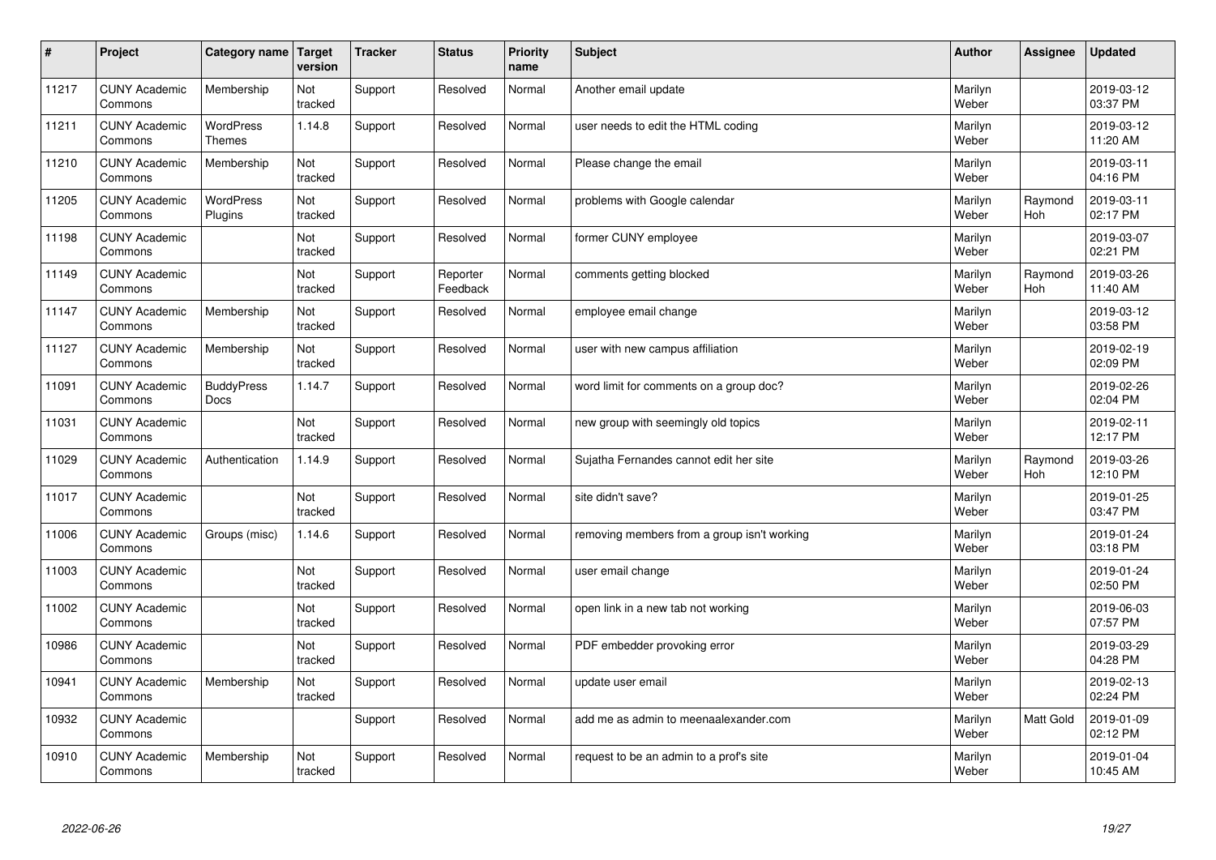| # | Project | Category name | Target version | Tracker | Status | Priority name | Subject | Author | Assignee | Updated |
|---|---|---|---|---|---|---|---|---|---|---|
| 11217 | CUNY Academic Commons | Membership | Not tracked | Support | Resolved | Normal | Another email update | Marilyn Weber | | 2019-03-12 03:37 PM |
| 11211 | CUNY Academic Commons | WordPress Themes | 1.14.8 | Support | Resolved | Normal | user needs to edit the HTML coding | Marilyn Weber | | 2019-03-12 11:20 AM |
| 11210 | CUNY Academic Commons | Membership | Not tracked | Support | Resolved | Normal | Please change the email | Marilyn Weber | | 2019-03-11 04:16 PM |
| 11205 | CUNY Academic Commons | WordPress Plugins | Not tracked | Support | Resolved | Normal | problems with Google calendar | Marilyn Weber | Raymond Hoh | 2019-03-11 02:17 PM |
| 11198 | CUNY Academic Commons | | Not tracked | Support | Resolved | Normal | former CUNY employee | Marilyn Weber | | 2019-03-07 02:21 PM |
| 11149 | CUNY Academic Commons | | Not tracked | Support | Reporter Feedback | Normal | comments getting blocked | Marilyn Weber | Raymond Hoh | 2019-03-26 11:40 AM |
| 11147 | CUNY Academic Commons | Membership | Not tracked | Support | Resolved | Normal | employee email change | Marilyn Weber | | 2019-03-12 03:58 PM |
| 11127 | CUNY Academic Commons | Membership | Not tracked | Support | Resolved | Normal | user with new campus affiliation | Marilyn Weber | | 2019-02-19 02:09 PM |
| 11091 | CUNY Academic Commons | BuddyPress Docs | 1.14.7 | Support | Resolved | Normal | word limit for comments on a group doc? | Marilyn Weber | | 2019-02-26 02:04 PM |
| 11031 | CUNY Academic Commons | | Not tracked | Support | Resolved | Normal | new group with seemingly old topics | Marilyn Weber | | 2019-02-11 12:17 PM |
| 11029 | CUNY Academic Commons | Authentication | 1.14.9 | Support | Resolved | Normal | Sujatha Fernandes cannot edit her site | Marilyn Weber | Raymond Hoh | 2019-03-26 12:10 PM |
| 11017 | CUNY Academic Commons | | Not tracked | Support | Resolved | Normal | site didn't save? | Marilyn Weber | | 2019-01-25 03:47 PM |
| 11006 | CUNY Academic Commons | Groups (misc) | 1.14.6 | Support | Resolved | Normal | removing members from a group isn't working | Marilyn Weber | | 2019-01-24 03:18 PM |
| 11003 | CUNY Academic Commons | | Not tracked | Support | Resolved | Normal | user email change | Marilyn Weber | | 2019-01-24 02:50 PM |
| 11002 | CUNY Academic Commons | | Not tracked | Support | Resolved | Normal | open link in a new tab not working | Marilyn Weber | | 2019-06-03 07:57 PM |
| 10986 | CUNY Academic Commons | | Not tracked | Support | Resolved | Normal | PDF embedder provoking error | Marilyn Weber | | 2019-03-29 04:28 PM |
| 10941 | CUNY Academic Commons | Membership | Not tracked | Support | Resolved | Normal | update user email | Marilyn Weber | | 2019-02-13 02:24 PM |
| 10932 | CUNY Academic Commons | | | Support | Resolved | Normal | add me as admin to meenaalexander.com | Marilyn Weber | Matt Gold | 2019-01-09 02:12 PM |
| 10910 | CUNY Academic Commons | Membership | Not tracked | Support | Resolved | Normal | request to be an admin to a prof's site | Marilyn Weber | | 2019-01-04 10:45 AM |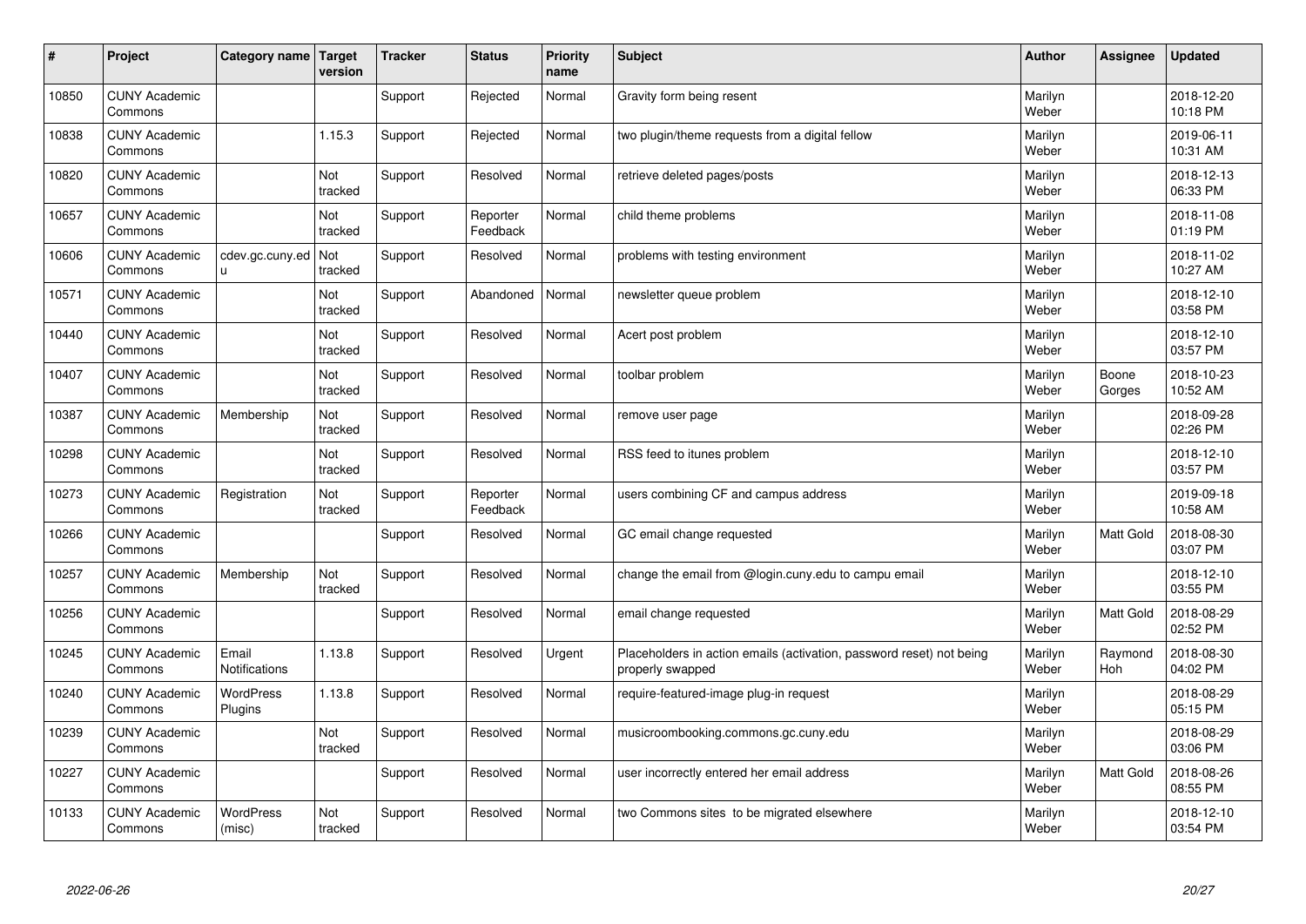| # | Project | Category name | Target version | Tracker | Status | Priority name | Subject | Author | Assignee | Updated |
|---|---|---|---|---|---|---|---|---|---|---|
| 10850 | CUNY Academic Commons | | | Support | Rejected | Normal | Gravity form being resent | Marilyn Weber | | 2018-12-20 10:18 PM |
| 10838 | CUNY Academic Commons | | 1.15.3 | Support | Rejected | Normal | two plugin/theme requests from a digital fellow | Marilyn Weber | | 2019-06-11 10:31 AM |
| 10820 | CUNY Academic Commons | | Not tracked | Support | Resolved | Normal | retrieve deleted pages/posts | Marilyn Weber | | 2018-12-13 06:33 PM |
| 10657 | CUNY Academic Commons | | Not tracked | Support | Reporter Feedback | Normal | child theme problems | Marilyn Weber | | 2018-11-08 01:19 PM |
| 10606 | CUNY Academic Commons | cdev.gc.cuny.edu | Not tracked | Support | Resolved | Normal | problems with testing environment | Marilyn Weber | | 2018-11-02 10:27 AM |
| 10571 | CUNY Academic Commons | | Not tracked | Support | Abandoned | Normal | newsletter queue problem | Marilyn Weber | | 2018-12-10 03:58 PM |
| 10440 | CUNY Academic Commons | | Not tracked | Support | Resolved | Normal | Acert post problem | Marilyn Weber | | 2018-12-10 03:57 PM |
| 10407 | CUNY Academic Commons | | Not tracked | Support | Resolved | Normal | toolbar problem | Marilyn Weber | Boone Gorges | 2018-10-23 10:52 AM |
| 10387 | CUNY Academic Commons | Membership | Not tracked | Support | Resolved | Normal | remove user page | Marilyn Weber | | 2018-09-28 02:26 PM |
| 10298 | CUNY Academic Commons | | Not tracked | Support | Resolved | Normal | RSS feed to itunes problem | Marilyn Weber | | 2018-12-10 03:57 PM |
| 10273 | CUNY Academic Commons | Registration | Not tracked | Support | Reporter Feedback | Normal | users combining CF and campus address | Marilyn Weber | | 2019-09-18 10:58 AM |
| 10266 | CUNY Academic Commons | | | Support | Resolved | Normal | GC email change requested | Marilyn Weber | Matt Gold | 2018-08-30 03:07 PM |
| 10257 | CUNY Academic Commons | Membership | Not tracked | Support | Resolved | Normal | change the email from @login.cuny.edu to campu email | Marilyn Weber | | 2018-12-10 03:55 PM |
| 10256 | CUNY Academic Commons | | | Support | Resolved | Normal | email change requested | Marilyn Weber | Matt Gold | 2018-08-29 02:52 PM |
| 10245 | CUNY Academic Commons | Email Notifications | 1.13.8 | Support | Resolved | Urgent | Placeholders in action emails (activation, password reset) not being properly swapped | Marilyn Weber | Raymond Hoh | 2018-08-30 04:02 PM |
| 10240 | CUNY Academic Commons | WordPress Plugins | 1.13.8 | Support | Resolved | Normal | require-featured-image plug-in request | Marilyn Weber | | 2018-08-29 05:15 PM |
| 10239 | CUNY Academic Commons | | Not tracked | Support | Resolved | Normal | musicroombooking.commons.gc.cuny.edu | Marilyn Weber | | 2018-08-29 03:06 PM |
| 10227 | CUNY Academic Commons | | | Support | Resolved | Normal | user incorrectly entered her email address | Marilyn Weber | Matt Gold | 2018-08-26 08:55 PM |
| 10133 | CUNY Academic Commons | WordPress (misc) | Not tracked | Support | Resolved | Normal | two Commons sites to be migrated elsewhere | Marilyn Weber | | 2018-12-10 03:54 PM |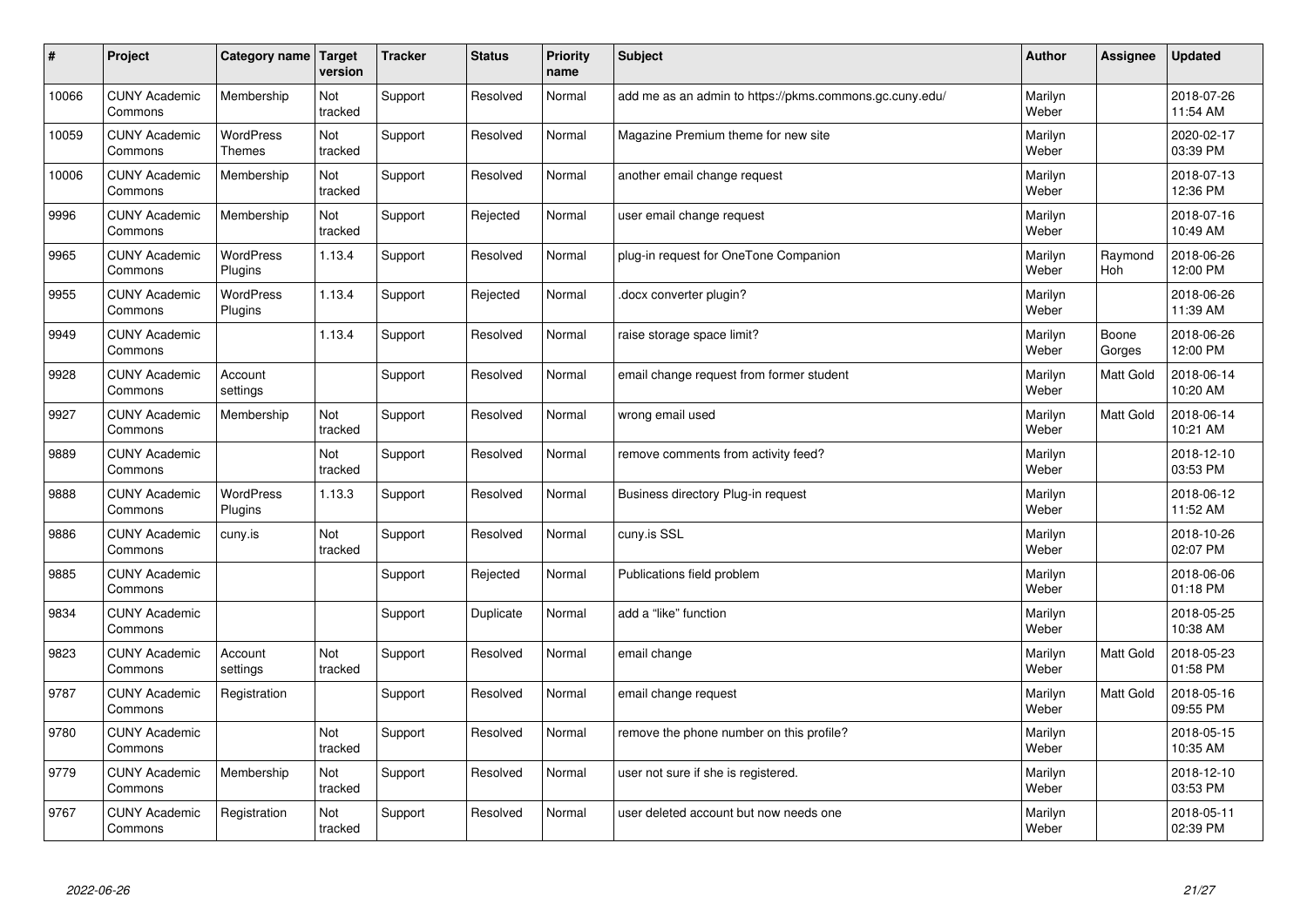| # | Project | Category name | Target version | Tracker | Status | Priority name | Subject | Author | Assignee | Updated |
|---|---|---|---|---|---|---|---|---|---|---|
| 10066 | CUNY Academic Commons | Membership | Not tracked | Support | Resolved | Normal | add me as an admin to https://pkms.commons.gc.cuny.edu/ | Marilyn Weber | | 2018-07-26 11:54 AM |
| 10059 | CUNY Academic Commons | WordPress Themes | Not tracked | Support | Resolved | Normal | Magazine Premium theme for new site | Marilyn Weber | | 2020-02-17 03:39 PM |
| 10006 | CUNY Academic Commons | Membership | Not tracked | Support | Resolved | Normal | another email change request | Marilyn Weber | | 2018-07-13 12:36 PM |
| 9996 | CUNY Academic Commons | Membership | Not tracked | Support | Rejected | Normal | user email change request | Marilyn Weber | | 2018-07-16 10:49 AM |
| 9965 | CUNY Academic Commons | WordPress Plugins | 1.13.4 | Support | Resolved | Normal | plug-in request for OneTone Companion | Marilyn Weber | Raymond Hoh | 2018-06-26 12:00 PM |
| 9955 | CUNY Academic Commons | WordPress Plugins | 1.13.4 | Support | Rejected | Normal | .docx converter plugin? | Marilyn Weber | | 2018-06-26 11:39 AM |
| 9949 | CUNY Academic Commons | | 1.13.4 | Support | Resolved | Normal | raise storage space limit? | Marilyn Weber | Boone Gorges | 2018-06-26 12:00 PM |
| 9928 | CUNY Academic Commons | Account settings | | Support | Resolved | Normal | email change request from former student | Marilyn Weber | Matt Gold | 2018-06-14 10:20 AM |
| 9927 | CUNY Academic Commons | Membership | Not tracked | Support | Resolved | Normal | wrong email used | Marilyn Weber | Matt Gold | 2018-06-14 10:21 AM |
| 9889 | CUNY Academic Commons | | Not tracked | Support | Resolved | Normal | remove comments from activity feed? | Marilyn Weber | | 2018-12-10 03:53 PM |
| 9888 | CUNY Academic Commons | WordPress Plugins | 1.13.3 | Support | Resolved | Normal | Business directory Plug-in request | Marilyn Weber | | 2018-06-12 11:52 AM |
| 9886 | CUNY Academic Commons | cuny.is | Not tracked | Support | Resolved | Normal | cuny.is SSL | Marilyn Weber | | 2018-10-26 02:07 PM |
| 9885 | CUNY Academic Commons | | | Support | Rejected | Normal | Publications field problem | Marilyn Weber | | 2018-06-06 01:18 PM |
| 9834 | CUNY Academic Commons | | | Support | Duplicate | Normal | add a "like" function | Marilyn Weber | | 2018-05-25 10:38 AM |
| 9823 | CUNY Academic Commons | Account settings | Not tracked | Support | Resolved | Normal | email change | Marilyn Weber | Matt Gold | 2018-05-23 01:58 PM |
| 9787 | CUNY Academic Commons | Registration | | Support | Resolved | Normal | email change request | Marilyn Weber | Matt Gold | 2018-05-16 09:55 PM |
| 9780 | CUNY Academic Commons | | Not tracked | Support | Resolved | Normal | remove the phone number on this profile? | Marilyn Weber | | 2018-05-15 10:35 AM |
| 9779 | CUNY Academic Commons | Membership | Not tracked | Support | Resolved | Normal | user not sure if she is registered. | Marilyn Weber | | 2018-12-10 03:53 PM |
| 9767 | CUNY Academic Commons | Registration | Not tracked | Support | Resolved | Normal | user deleted account but now needs one | Marilyn Weber | | 2018-05-11 02:39 PM |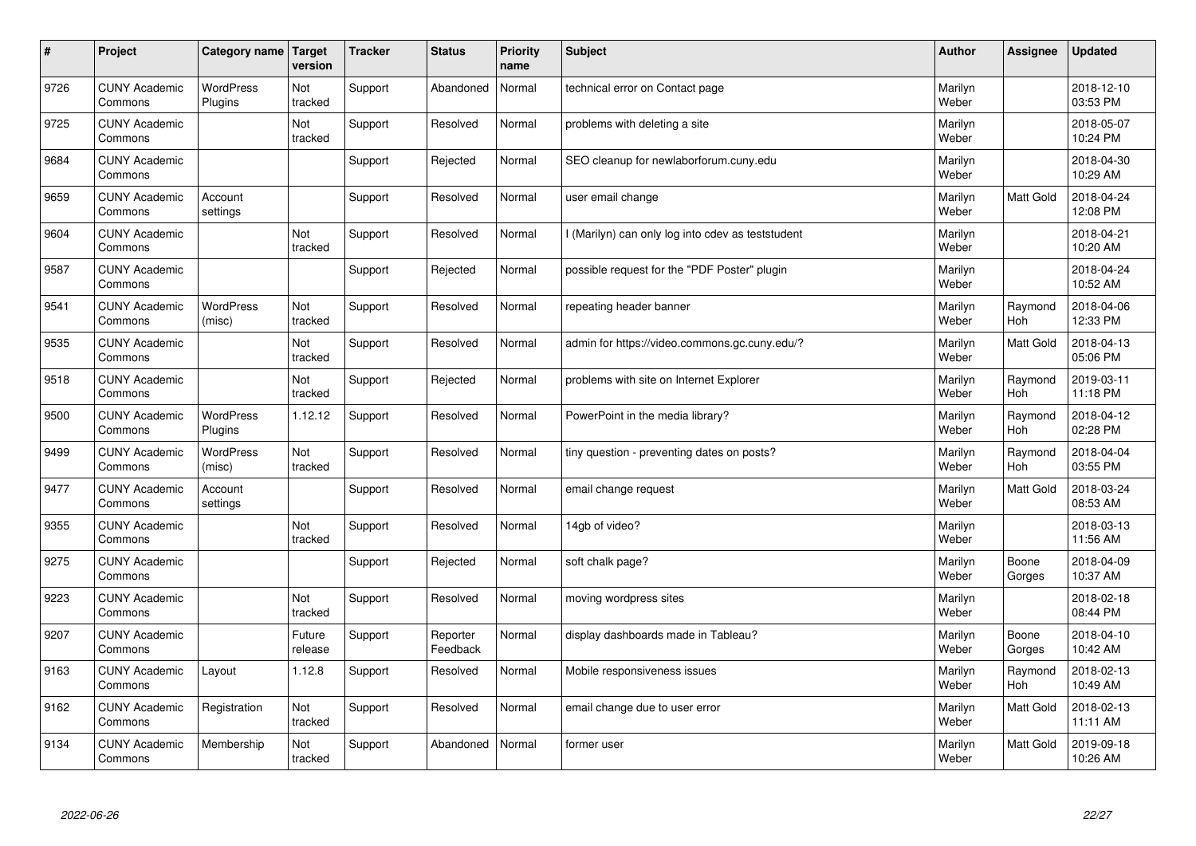| # | Project | Category name | Target version | Tracker | Status | Priority name | Subject | Author | Assignee | Updated |
|---|---|---|---|---|---|---|---|---|---|---|
| 9726 | CUNY Academic Commons | WordPress Plugins | Not tracked | Support | Abandoned | Normal | technical error on Contact page | Marilyn Weber | | 2018-12-10 03:53 PM |
| 9725 | CUNY Academic Commons | | Not tracked | Support | Resolved | Normal | problems with deleting a site | Marilyn Weber | | 2018-05-07 10:24 PM |
| 9684 | CUNY Academic Commons | | | Support | Rejected | Normal | SEO cleanup for newlaborforum.cuny.edu | Marilyn Weber | | 2018-04-30 10:29 AM |
| 9659 | CUNY Academic Commons | Account settings | | Support | Resolved | Normal | user email change | Marilyn Weber | Matt Gold | 2018-04-24 12:08 PM |
| 9604 | CUNY Academic Commons | | Not tracked | Support | Resolved | Normal | I (Marilyn) can only log into cdev as teststudent | Marilyn Weber | | 2018-04-21 10:20 AM |
| 9587 | CUNY Academic Commons | | | Support | Rejected | Normal | possible request for the "PDF Poster" plugin | Marilyn Weber | | 2018-04-24 10:52 AM |
| 9541 | CUNY Academic Commons | WordPress (misc) | Not tracked | Support | Resolved | Normal | repeating header banner | Marilyn Weber | Raymond Hoh | 2018-04-06 12:33 PM |
| 9535 | CUNY Academic Commons | | Not tracked | Support | Resolved | Normal | admin for https://video.commons.gc.cuny.edu/? | Marilyn Weber | Matt Gold | 2018-04-13 05:06 PM |
| 9518 | CUNY Academic Commons | | Not tracked | Support | Rejected | Normal | problems with site on Internet Explorer | Marilyn Weber | Raymond Hoh | 2019-03-11 11:18 PM |
| 9500 | CUNY Academic Commons | WordPress Plugins | 1.12.12 | Support | Resolved | Normal | PowerPoint in the media library? | Marilyn Weber | Raymond Hoh | 2018-04-12 02:28 PM |
| 9499 | CUNY Academic Commons | WordPress (misc) | Not tracked | Support | Resolved | Normal | tiny question - preventing dates on posts? | Marilyn Weber | Raymond Hoh | 2018-04-04 03:55 PM |
| 9477 | CUNY Academic Commons | Account settings | | Support | Resolved | Normal | email change request | Marilyn Weber | Matt Gold | 2018-03-24 08:53 AM |
| 9355 | CUNY Academic Commons | | Not tracked | Support | Resolved | Normal | 14gb of video? | Marilyn Weber | | 2018-03-13 11:56 AM |
| 9275 | CUNY Academic Commons | | | Support | Rejected | Normal | soft chalk page? | Marilyn Weber | Boone Gorges | 2018-04-09 10:37 AM |
| 9223 | CUNY Academic Commons | | Not tracked | Support | Resolved | Normal | moving wordpress sites | Marilyn Weber | | 2018-02-18 08:44 PM |
| 9207 | CUNY Academic Commons | | Future release | Support | Reporter Feedback | Normal | display dashboards made in Tableau? | Marilyn Weber | Boone Gorges | 2018-04-10 10:42 AM |
| 9163 | CUNY Academic Commons | Layout | 1.12.8 | Support | Resolved | Normal | Mobile responsiveness issues | Marilyn Weber | Raymond Hoh | 2018-02-13 10:49 AM |
| 9162 | CUNY Academic Commons | Registration | Not tracked | Support | Resolved | Normal | email change due to user error | Marilyn Weber | Matt Gold | 2018-02-13 11:11 AM |
| 9134 | CUNY Academic Commons | Membership | Not tracked | Support | Abandoned | Normal | former user | Marilyn Weber | Matt Gold | 2019-09-18 10:26 AM |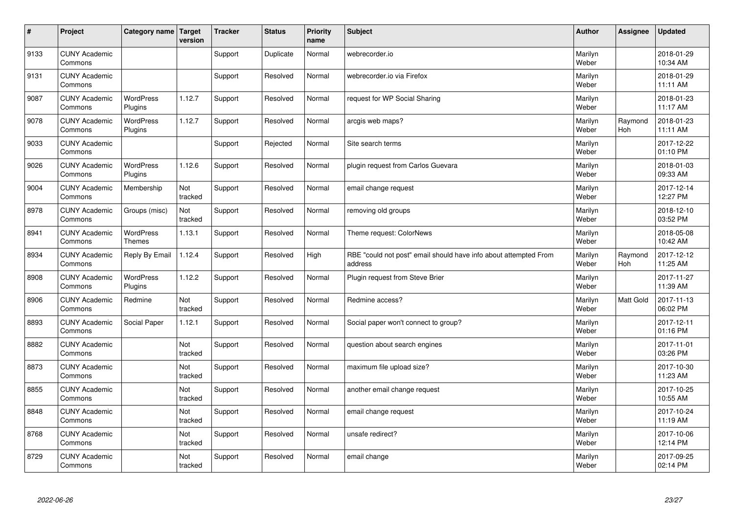| # | Project | Category name | Target version | Tracker | Status | Priority name | Subject | Author | Assignee | Updated |
|---|---|---|---|---|---|---|---|---|---|---|
| 9133 | CUNY Academic Commons | | | Support | Duplicate | Normal | webrecorder.io | Marilyn Weber | | 2018-01-29 10:34 AM |
| 9131 | CUNY Academic Commons | | | Support | Resolved | Normal | webrecorder.io via Firefox | Marilyn Weber | | 2018-01-29 11:11 AM |
| 9087 | CUNY Academic Commons | WordPress Plugins | 1.12.7 | Support | Resolved | Normal | request for WP Social Sharing | Marilyn Weber | | 2018-01-23 11:17 AM |
| 9078 | CUNY Academic Commons | WordPress Plugins | 1.12.7 | Support | Resolved | Normal | arcgis web maps? | Marilyn Weber | Raymond Hoh | 2018-01-23 11:11 AM |
| 9033 | CUNY Academic Commons | | | Support | Rejected | Normal | Site search terms | Marilyn Weber | | 2017-12-22 01:10 PM |
| 9026 | CUNY Academic Commons | WordPress Plugins | 1.12.6 | Support | Resolved | Normal | plugin request from Carlos Guevara | Marilyn Weber | | 2018-01-03 09:33 AM |
| 9004 | CUNY Academic Commons | Membership | Not tracked | Support | Resolved | Normal | email change request | Marilyn Weber | | 2017-12-14 12:27 PM |
| 8978 | CUNY Academic Commons | Groups (misc) | Not tracked | Support | Resolved | Normal | removing old groups | Marilyn Weber | | 2018-12-10 03:52 PM |
| 8941 | CUNY Academic Commons | WordPress Themes | 1.13.1 | Support | Resolved | Normal | Theme request: ColorNews | Marilyn Weber | | 2018-05-08 10:42 AM |
| 8934 | CUNY Academic Commons | Reply By Email | 1.12.4 | Support | Resolved | High | RBE "could not post" email should have info about attempted From address | Marilyn Weber | Raymond Hoh | 2017-12-12 11:25 AM |
| 8908 | CUNY Academic Commons | WordPress Plugins | 1.12.2 | Support | Resolved | Normal | Plugin request from Steve Brier | Marilyn Weber | | 2017-11-27 11:39 AM |
| 8906 | CUNY Academic Commons | Redmine | Not tracked | Support | Resolved | Normal | Redmine access? | Marilyn Weber | Matt Gold | 2017-11-13 06:02 PM |
| 8893 | CUNY Academic Commons | Social Paper | 1.12.1 | Support | Resolved | Normal | Social paper won't connect to group? | Marilyn Weber | | 2017-12-11 01:16 PM |
| 8882 | CUNY Academic Commons | | Not tracked | Support | Resolved | Normal | question about search engines | Marilyn Weber | | 2017-11-01 03:26 PM |
| 8873 | CUNY Academic Commons | | Not tracked | Support | Resolved | Normal | maximum file upload size? | Marilyn Weber | | 2017-10-30 11:23 AM |
| 8855 | CUNY Academic Commons | | Not tracked | Support | Resolved | Normal | another email change request | Marilyn Weber | | 2017-10-25 10:55 AM |
| 8848 | CUNY Academic Commons | | Not tracked | Support | Resolved | Normal | email change request | Marilyn Weber | | 2017-10-24 11:19 AM |
| 8768 | CUNY Academic Commons | | Not tracked | Support | Resolved | Normal | unsafe redirect? | Marilyn Weber | | 2017-10-06 12:14 PM |
| 8729 | CUNY Academic Commons | | Not tracked | Support | Resolved | Normal | email change | Marilyn Weber | | 2017-09-25 02:14 PM |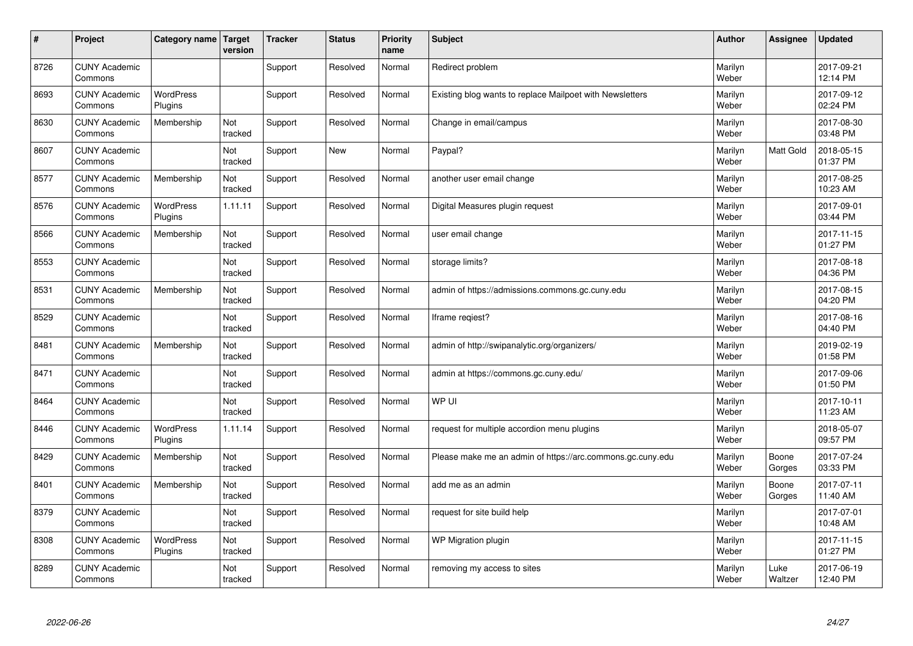| # | Project | Category name | Target version | Tracker | Status | Priority name | Subject | Author | Assignee | Updated |
|---|---|---|---|---|---|---|---|---|---|---|
| 8726 | CUNY Academic Commons | | | Support | Resolved | Normal | Redirect problem | Marilyn Weber | | 2017-09-21 12:14 PM |
| 8693 | CUNY Academic Commons | WordPress Plugins | | Support | Resolved | Normal | Existing blog wants to replace Mailpoet with Newsletters | Marilyn Weber | | 2017-09-12 02:24 PM |
| 8630 | CUNY Academic Commons | Membership | Not tracked | Support | Resolved | Normal | Change in email/campus | Marilyn Weber | | 2017-08-30 03:48 PM |
| 8607 | CUNY Academic Commons | | Not tracked | Support | New | Normal | Paypal? | Marilyn Weber | Matt Gold | 2018-05-15 01:37 PM |
| 8577 | CUNY Academic Commons | Membership | Not tracked | Support | Resolved | Normal | another user email change | Marilyn Weber | | 2017-08-25 10:23 AM |
| 8576 | CUNY Academic Commons | WordPress Plugins | 1.11.11 | Support | Resolved | Normal | Digital Measures plugin request | Marilyn Weber | | 2017-09-01 03:44 PM |
| 8566 | CUNY Academic Commons | Membership | Not tracked | Support | Resolved | Normal | user email change | Marilyn Weber | | 2017-11-15 01:27 PM |
| 8553 | CUNY Academic Commons | | Not tracked | Support | Resolved | Normal | storage limits? | Marilyn Weber | | 2017-08-18 04:36 PM |
| 8531 | CUNY Academic Commons | Membership | Not tracked | Support | Resolved | Normal | admin of https://admissions.commons.gc.cuny.edu | Marilyn Weber | | 2017-08-15 04:20 PM |
| 8529 | CUNY Academic Commons | | Not tracked | Support | Resolved | Normal | Iframe reqiest? | Marilyn Weber | | 2017-08-16 04:40 PM |
| 8481 | CUNY Academic Commons | Membership | Not tracked | Support | Resolved | Normal | admin of http://swipanalytic.org/organizers/ | Marilyn Weber | | 2019-02-19 01:58 PM |
| 8471 | CUNY Academic Commons | | Not tracked | Support | Resolved | Normal | admin at https://commons.gc.cuny.edu/ | Marilyn Weber | | 2017-09-06 01:50 PM |
| 8464 | CUNY Academic Commons | | Not tracked | Support | Resolved | Normal | WP UI | Marilyn Weber | | 2017-10-11 11:23 AM |
| 8446 | CUNY Academic Commons | WordPress Plugins | 1.11.14 | Support | Resolved | Normal | request for multiple accordion menu plugins | Marilyn Weber | | 2018-05-07 09:57 PM |
| 8429 | CUNY Academic Commons | Membership | Not tracked | Support | Resolved | Normal | Please make me an admin of https://arc.commons.gc.cuny.edu | Marilyn Weber | Boone Gorges | 2017-07-24 03:33 PM |
| 8401 | CUNY Academic Commons | Membership | Not tracked | Support | Resolved | Normal | add me as an admin | Marilyn Weber | Boone Gorges | 2017-07-11 11:40 AM |
| 8379 | CUNY Academic Commons | | Not tracked | Support | Resolved | Normal | request for site build help | Marilyn Weber | | 2017-07-01 10:48 AM |
| 8308 | CUNY Academic Commons | WordPress Plugins | Not tracked | Support | Resolved | Normal | WP Migration plugin | Marilyn Weber | | 2017-11-15 01:27 PM |
| 8289 | CUNY Academic Commons | | Not tracked | Support | Resolved | Normal | removing my access to sites | Marilyn Weber | Luke Waltzer | 2017-06-19 12:40 PM |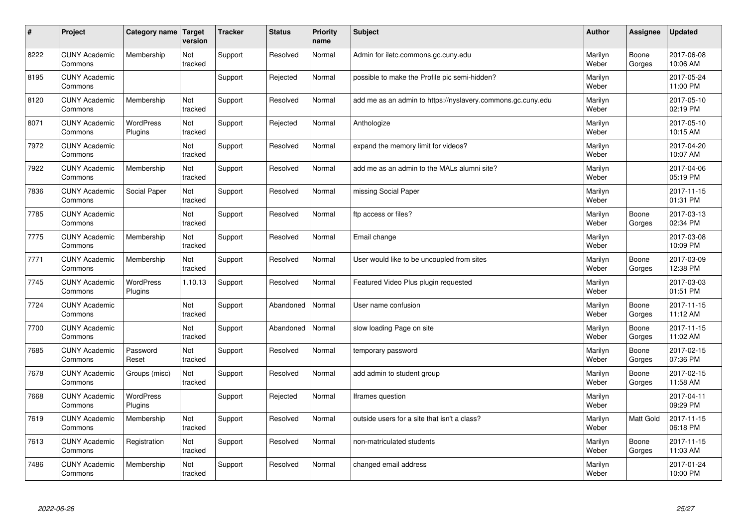| # | Project | Category name | Target version | Tracker | Status | Priority name | Subject | Author | Assignee | Updated |
|---|---|---|---|---|---|---|---|---|---|---|
| 8222 | CUNY Academic Commons | Membership | Not tracked | Support | Resolved | Normal | Admin for iletc.commons.gc.cuny.edu | Marilyn Weber | Boone Gorges | 2017-06-08 10:06 AM |
| 8195 | CUNY Academic Commons | | | Support | Rejected | Normal | possible to make the Profile pic semi-hidden? | Marilyn Weber | | 2017-05-24 11:00 PM |
| 8120 | CUNY Academic Commons | Membership | Not tracked | Support | Resolved | Normal | add me as an admin to https://nyslavery.commons.gc.cuny.edu | Marilyn Weber | | 2017-05-10 02:19 PM |
| 8071 | CUNY Academic Commons | WordPress Plugins | Not tracked | Support | Rejected | Normal | Anthologize | Marilyn Weber | | 2017-05-10 10:15 AM |
| 7972 | CUNY Academic Commons | | Not tracked | Support | Resolved | Normal | expand the memory limit for videos? | Marilyn Weber | | 2017-04-20 10:07 AM |
| 7922 | CUNY Academic Commons | Membership | Not tracked | Support | Resolved | Normal | add me as an admin to the MALs alumni site? | Marilyn Weber | | 2017-04-06 05:19 PM |
| 7836 | CUNY Academic Commons | Social Paper | Not tracked | Support | Resolved | Normal | missing Social Paper | Marilyn Weber | | 2017-11-15 01:31 PM |
| 7785 | CUNY Academic Commons | | Not tracked | Support | Resolved | Normal | ftp access or files? | Marilyn Weber | Boone Gorges | 2017-03-13 02:34 PM |
| 7775 | CUNY Academic Commons | Membership | Not tracked | Support | Resolved | Normal | Email change | Marilyn Weber | | 2017-03-08 10:09 PM |
| 7771 | CUNY Academic Commons | Membership | Not tracked | Support | Resolved | Normal | User would like to be uncoupled from sites | Marilyn Weber | Boone Gorges | 2017-03-09 12:38 PM |
| 7745 | CUNY Academic Commons | WordPress Plugins | 1.10.13 | Support | Resolved | Normal | Featured Video Plus plugin requested | Marilyn Weber | | 2017-03-03 01:51 PM |
| 7724 | CUNY Academic Commons | | Not tracked | Support | Abandoned | Normal | User name confusion | Marilyn Weber | Boone Gorges | 2017-11-15 11:12 AM |
| 7700 | CUNY Academic Commons | | Not tracked | Support | Abandoned | Normal | slow loading Page on site | Marilyn Weber | Boone Gorges | 2017-11-15 11:02 AM |
| 7685 | CUNY Academic Commons | Password Reset | Not tracked | Support | Resolved | Normal | temporary password | Marilyn Weber | Boone Gorges | 2017-02-15 07:36 PM |
| 7678 | CUNY Academic Commons | Groups (misc) | Not tracked | Support | Resolved | Normal | add admin to student group | Marilyn Weber | Boone Gorges | 2017-02-15 11:58 AM |
| 7668 | CUNY Academic Commons | WordPress Plugins | | Support | Rejected | Normal | Iframes question | Marilyn Weber | | 2017-04-11 09:29 PM |
| 7619 | CUNY Academic Commons | Membership | Not tracked | Support | Resolved | Normal | outside users for a site that isn't a class? | Marilyn Weber | Matt Gold | 2017-11-15 06:18 PM |
| 7613 | CUNY Academic Commons | Registration | Not tracked | Support | Resolved | Normal | non-matriculated students | Marilyn Weber | Boone Gorges | 2017-11-15 11:03 AM |
| 7486 | CUNY Academic Commons | Membership | Not tracked | Support | Resolved | Normal | changed email address | Marilyn Weber | | 2017-01-24 10:00 PM |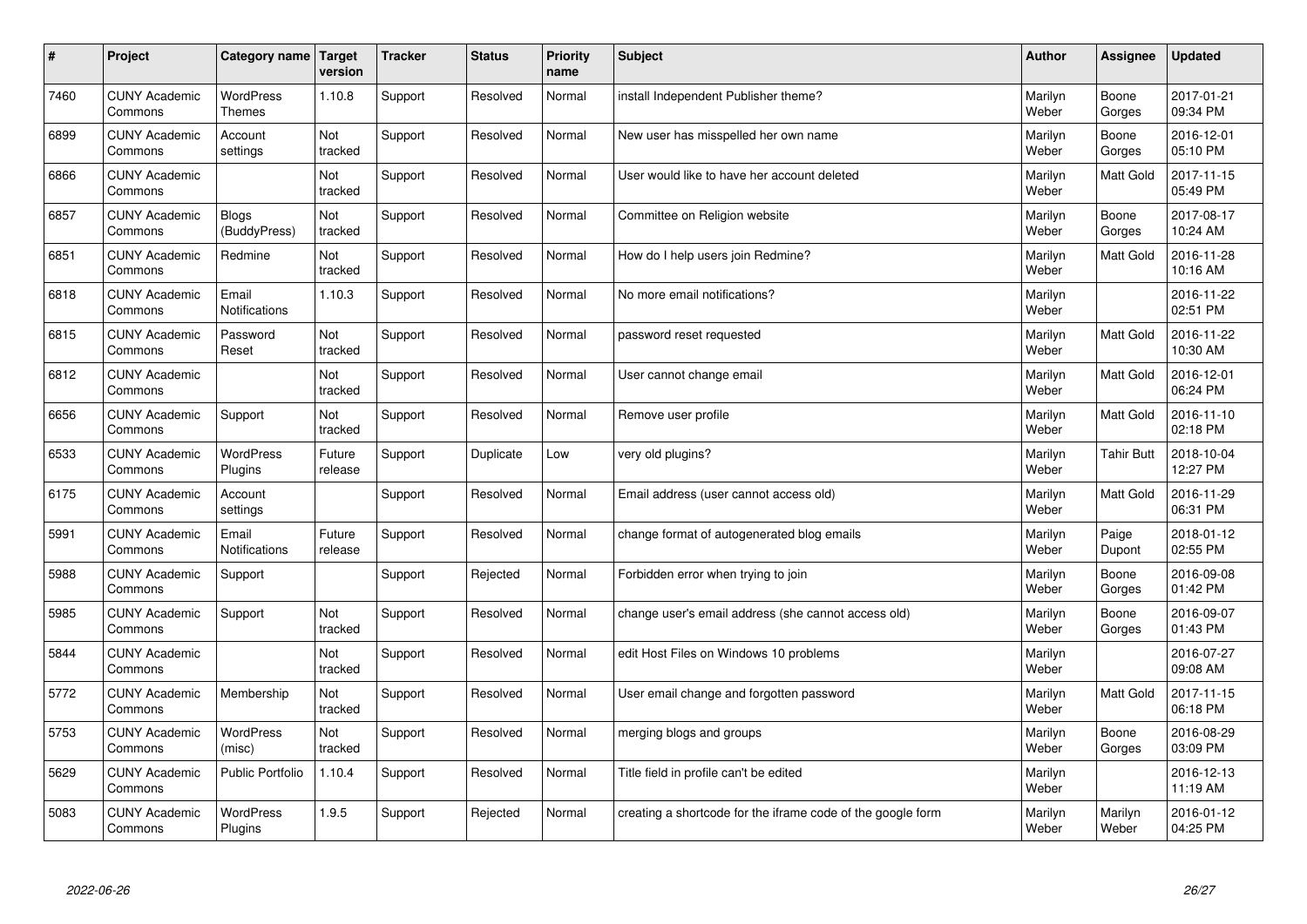| # | Project | Category name | Target version | Tracker | Status | Priority name | Subject | Author | Assignee | Updated |
|---|---|---|---|---|---|---|---|---|---|---|
| 7460 | CUNY Academic Commons | WordPress Themes | 1.10.8 | Support | Resolved | Normal | install Independent Publisher theme? | Marilyn Weber | Boone Gorges | 2017-01-21 09:34 PM |
| 6899 | CUNY Academic Commons | Account settings | Not tracked | Support | Resolved | Normal | New user has misspelled her own name | Marilyn Weber | Boone Gorges | 2016-12-01 05:10 PM |
| 6866 | CUNY Academic Commons | | Not tracked | Support | Resolved | Normal | User would like to have her account deleted | Marilyn Weber | Matt Gold | 2017-11-15 05:49 PM |
| 6857 | CUNY Academic Commons | Blogs (BuddyPress) | Not tracked | Support | Resolved | Normal | Committee on Religion website | Marilyn Weber | Boone Gorges | 2017-08-17 10:24 AM |
| 6851 | CUNY Academic Commons | Redmine | Not tracked | Support | Resolved | Normal | How do I help users join Redmine? | Marilyn Weber | Matt Gold | 2016-11-28 10:16 AM |
| 6818 | CUNY Academic Commons | Email Notifications | 1.10.3 | Support | Resolved | Normal | No more email notifications? | Marilyn Weber | | 2016-11-22 02:51 PM |
| 6815 | CUNY Academic Commons | Password Reset | Not tracked | Support | Resolved | Normal | password reset requested | Marilyn Weber | Matt Gold | 2016-11-22 10:30 AM |
| 6812 | CUNY Academic Commons | | Not tracked | Support | Resolved | Normal | User cannot change email | Marilyn Weber | Matt Gold | 2016-12-01 06:24 PM |
| 6656 | CUNY Academic Commons | Support | Not tracked | Support | Resolved | Normal | Remove user profile | Marilyn Weber | Matt Gold | 2016-11-10 02:18 PM |
| 6533 | CUNY Academic Commons | WordPress Plugins | Future release | Support | Duplicate | Low | very old plugins? | Marilyn Weber | Tahir Butt | 2018-10-04 12:27 PM |
| 6175 | CUNY Academic Commons | Account settings | | Support | Resolved | Normal | Email address (user cannot access old) | Marilyn Weber | Matt Gold | 2016-11-29 06:31 PM |
| 5991 | CUNY Academic Commons | Email Notifications | Future release | Support | Resolved | Normal | change format of autogenerated blog emails | Marilyn Weber | Paige Dupont | 2018-01-12 02:55 PM |
| 5988 | CUNY Academic Commons | Support | | Support | Rejected | Normal | Forbidden error when trying to join | Marilyn Weber | Boone Gorges | 2016-09-08 01:42 PM |
| 5985 | CUNY Academic Commons | Support | Not tracked | Support | Resolved | Normal | change user's email address (she cannot access old) | Marilyn Weber | Boone Gorges | 2016-09-07 01:43 PM |
| 5844 | CUNY Academic Commons | | Not tracked | Support | Resolved | Normal | edit Host Files on Windows 10 problems | Marilyn Weber | | 2016-07-27 09:08 AM |
| 5772 | CUNY Academic Commons | Membership | Not tracked | Support | Resolved | Normal | User email change and forgotten password | Marilyn Weber | Matt Gold | 2017-11-15 06:18 PM |
| 5753 | CUNY Academic Commons | WordPress (misc) | Not tracked | Support | Resolved | Normal | merging blogs and groups | Marilyn Weber | Boone Gorges | 2016-08-29 03:09 PM |
| 5629 | CUNY Academic Commons | Public Portfolio | 1.10.4 | Support | Resolved | Normal | Title field in profile can't be edited | Marilyn Weber | | 2016-12-13 11:19 AM |
| 5083 | CUNY Academic Commons | WordPress Plugins | 1.9.5 | Support | Rejected | Normal | creating a shortcode for the iframe code of the google form | Marilyn Weber | Marilyn Weber | 2016-01-12 04:25 PM |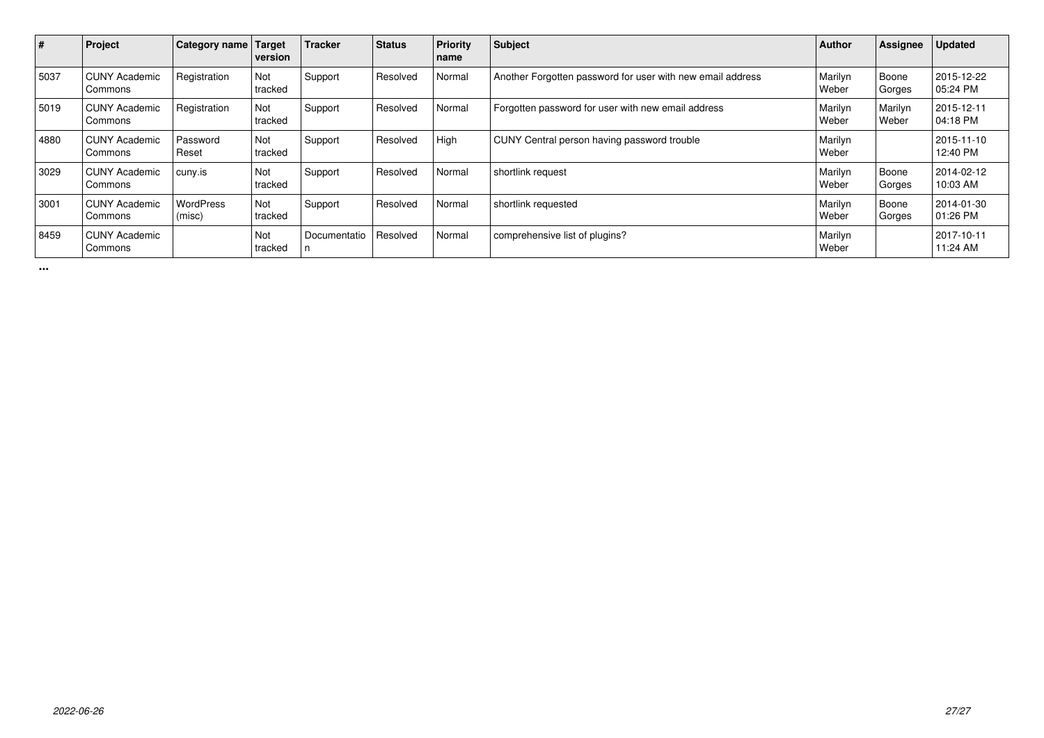| # | Project | Category name | Target version | Tracker | Status | Priority name | Subject | Author | Assignee | Updated |
|---|---|---|---|---|---|---|---|---|---|---|
| 5037 | CUNY Academic Commons | Registration | Not tracked | Support | Resolved | Normal | Another Forgotten password for user with new email address | Marilyn Weber | Boone Gorges | 2015-12-22 05:24 PM |
| 5019 | CUNY Academic Commons | Registration | Not tracked | Support | Resolved | Normal | Forgotten password for user with new email address | Marilyn Weber | Marilyn Weber | 2015-12-11 04:18 PM |
| 4880 | CUNY Academic Commons | Password Reset | Not tracked | Support | Resolved | High | CUNY Central person having password trouble | Marilyn Weber | | 2015-11-10 12:40 PM |
| 3029 | CUNY Academic Commons | cuny.is | Not tracked | Support | Resolved | Normal | shortlink request | Marilyn Weber | Boone Gorges | 2014-02-12 10:03 AM |
| 3001 | CUNY Academic Commons | WordPress (misc) | Not tracked | Support | Resolved | Normal | shortlink requested | Marilyn Weber | Boone Gorges | 2014-01-30 01:26 PM |
| 8459 | CUNY Academic Commons | | Not tracked | Documentation | Resolved | Normal | comprehensive list of plugins? | Marilyn Weber | | 2017-10-11 11:24 AM |

...